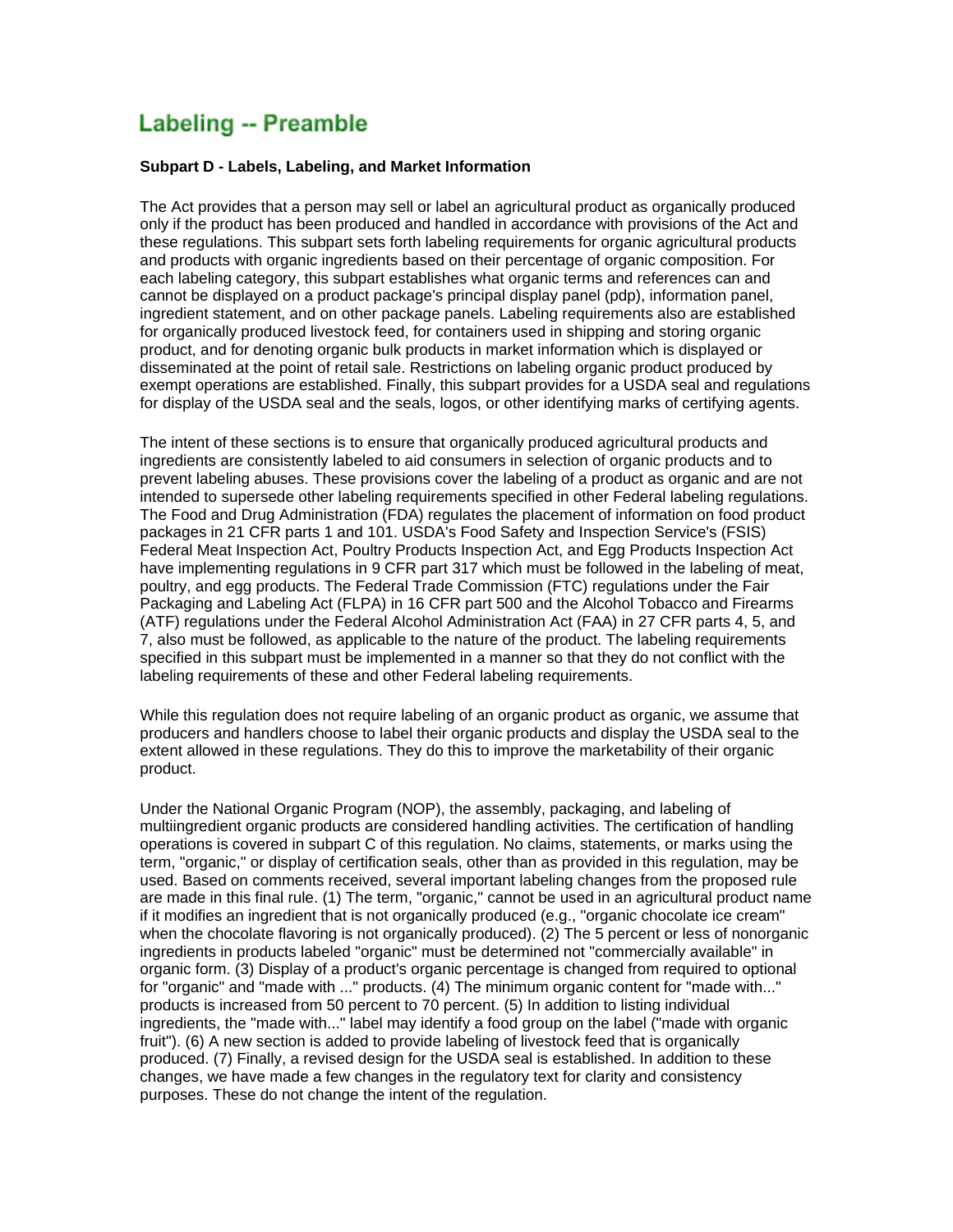# Labeling -- Preamble

**Subpart D - Labels, Labeling, and Market Information**

The Act provides that a person may sell or label an agricultural product as organically produced only if the product has been produced and handled in accordance with provisions of the Act and these regulations. This subpart sets forth labeling requirements for organic agricultural products and products with organic ingredients based on their percentage of organic composition. For each labeling category, this subpart establishes what organic terms and references can and cannot be displayed on a product package's principal display panel (pdp), information panel, ingredient statement, and on other package panels. Labeling requirements also are established for organically produced livestock feed, for containers used in shipping and storing organic product, and for denoting organic bulk products in market information which is displayed or disseminated at the point of retail sale. Restrictions on labeling organic product produced by exempt operations are established. Finally, this subpart provides for a USDA seal and regulations for display of the USDA seal and the seals, logos, or other identifying marks of certifying agents.

The intent of these sections is to ensure that organically produced agricultural products and ingredients are consistently labeled to aid consumers in selection of organic products and to prevent labeling abuses. These provisions cover the labeling of a product as organic and are not intended to supersede other labeling requirements specified in other Federal labeling regulations. The Food and Drug Administration (FDA) regulates the placement of information on food product packages in 21 CFR parts 1 and 101. USDA's Food Safety and Inspection Service's (FSIS) Federal Meat Inspection Act, Poultry Products Inspection Act, and Egg Products Inspection Act have implementing regulations in 9 CFR part 317 which must be followed in the labeling of meat, poultry, and egg products. The Federal Trade Commission (FTC) regulations under the Fair Packaging and Labeling Act (FLPA) in 16 CFR part 500 and the Alcohol Tobacco and Firearms (ATF) regulations under the Federal Alcohol Administration Act (FAA) in 27 CFR parts 4, 5, and 7, also must be followed, as applicable to the nature of the product. The labeling requirements specified in this subpart must be implemented in a manner so that they do not conflict with the labeling requirements of these and other Federal labeling requirements.

While this regulation does not require labeling of an organic product as organic, we assume that producers and handlers choose to label their organic products and display the USDA seal to the extent allowed in these regulations. They do this to improve the marketability of their organic product.

Under the National Organic Program (NOP), the assembly, packaging, and labeling of multiingredient organic products are considered handling activities. The certification of handling operations is covered in subpart C of this regulation. No claims, statements, or marks using the term, "organic," or display of certification seals, other than as provided in this regulation, may be used. Based on comments received, several important labeling changes from the proposed rule are made in this final rule. (1) The term, "organic," cannot be used in an agricultural product name if it modifies an ingredient that is not organically produced (e.g., "organic chocolate ice cream" when the chocolate flavoring is not organically produced). (2) The 5 percent or less of nonorganic ingredients in products labeled "organic" must be determined not "commercially available" in organic form. (3) Display of a product's organic percentage is changed from required to optional for "organic" and "made with ..." products. (4) The minimum organic content for "made with..." products is increased from 50 percent to 70 percent. (5) In addition to listing individual ingredients, the "made with..." label may identify a food group on the label ("made with organic fruit"). (6) A new section is added to provide labeling of livestock feed that is organically produced. (7) Finally, a revised design for the USDA seal is established. In addition to these changes, we have made a few changes in the regulatory text for clarity and consistency purposes. These do not change the intent of the regulation.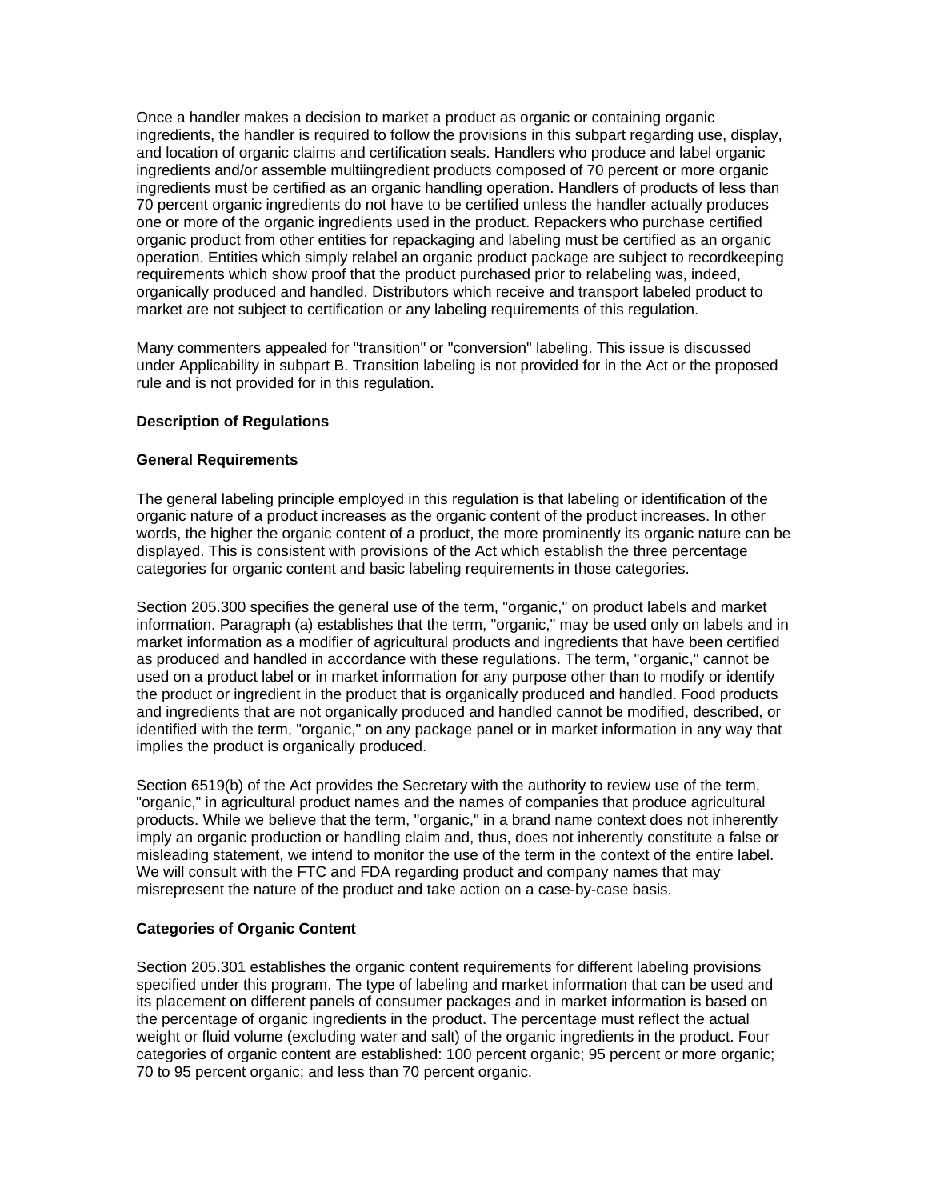Once a handler makes a decision to market a product as organic or containing organic ingredients, the handler is required to follow the provisions in this subpart regarding use, display, and location of organic claims and certification seals. Handlers who produce and label organic ingredients and/or assemble multiingredient products composed of 70 percent or more organic ingredients must be certified as an organic handling operation. Handlers of products of less than 70 percent organic ingredients do not have to be certified unless the handler actually produces one or more of the organic ingredients used in the product. Repackers who purchase certified organic product from other entities for repackaging and labeling must be certified as an organic operation. Entities which simply relabel an organic product package are subject to recordkeeping requirements which show proof that the product purchased prior to relabeling was, indeed, organically produced and handled. Distributors which receive and transport labeled product to market are not subject to certification or any labeling requirements of this regulation.

Many commenters appealed for "transition" or "conversion" labeling. This issue is discussed under Applicability in subpart B. Transition labeling is not provided for in the Act or the proposed rule and is not provided for in this regulation.

**Description of Regulations**

**General Requirements**

The general labeling principle employed in this regulation is that labeling or identification of the organic nature of a product increases as the organic content of the product increases. In other words, the higher the organic content of a product, the more prominently its organic nature can be displayed. This is consistent with provisions of the Act which establish the three percentage categories for organic content and basic labeling requirements in those categories.

Section 205.300 specifies the general use of the term, "organic," on product labels and market information. Paragraph (a) establishes that the term, "organic," may be used only on labels and in market information as a modifier of agricultural products and ingredients that have been certified as produced and handled in accordance with these regulations. The term, "organic," cannot be used on a product label or in market information for any purpose other than to modify or identify the product or ingredient in the product that is organically produced and handled. Food products and ingredients that are not organically produced and handled cannot be modified, described, or identified with the term, "organic," on any package panel or in market information in any way that implies the product is organically produced.

Section 6519(b) of the Act provides the Secretary with the authority to review use of the term, "organic," in agricultural product names and the names of companies that produce agricultural products. While we believe that the term, "organic," in a brand name context does not inherently imply an organic production or handling claim and, thus, does not inherently constitute a false or misleading statement, we intend to monitor the use of the term in the context of the entire label. We will consult with the FTC and FDA regarding product and company names that may misrepresent the nature of the product and take action on a case-by-case basis.

**Categories of Organic Content**

Section 205.301 establishes the organic content requirements for different labeling provisions specified under this program. The type of labeling and market information that can be used and its placement on different panels of consumer packages and in market information is based on the percentage of organic ingredients in the product. The percentage must reflect the actual weight or fluid volume (excluding water and salt) of the organic ingredients in the product. Four categories of organic content are established: 100 percent organic; 95 percent or more organic; 70 to 95 percent organic; and less than 70 percent organic.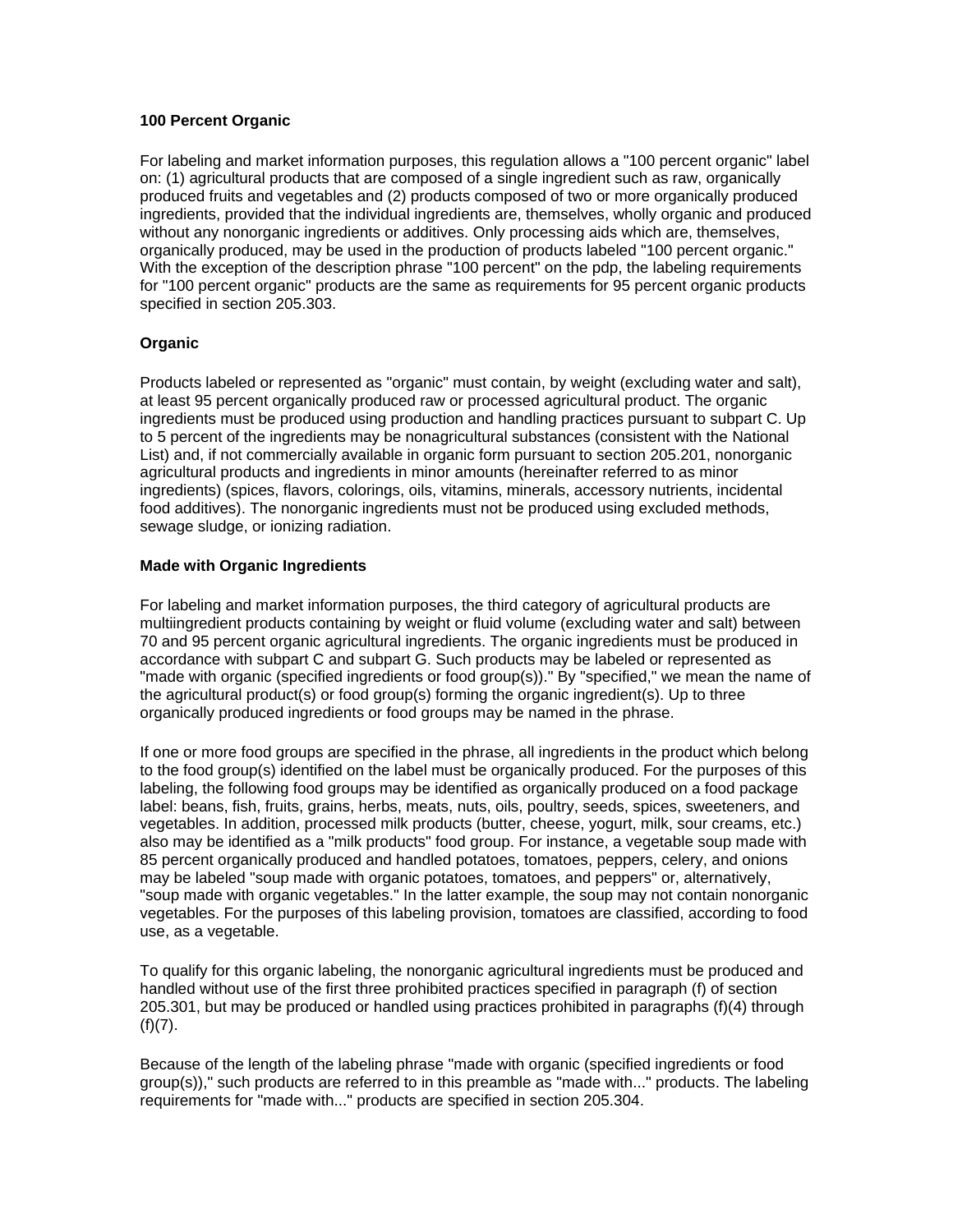**100 Percent Organic**

For labeling and market information purposes, this regulation allows a "100 percent organic" label on: (1) agricultural products that are composed of a single ingredient such as raw, organically produced fruits and vegetables and (2) products composed of two or more organically produced ingredients, provided that the individual ingredients are, themselves, wholly organic and produced without any nonorganic ingredients or additives. Only processing aids which are, themselves, organically produced, may be used in the production of products labeled "100 percent organic." With the exception of the description phrase "100 percent" on the pdp, the labeling requirements for "100 percent organic" products are the same as requirements for 95 percent organic products specified in section 205.303.

**Organic**

Products labeled or represented as "organic" must contain, by weight (excluding water and salt), at least 95 percent organically produced raw or processed agricultural product. The organic ingredients must be produced using production and handling practices pursuant to subpart C. Up to 5 percent of the ingredients may be nonagricultural substances (consistent with the National List) and, if not commercially available in organic form pursuant to section 205.201, nonorganic agricultural products and ingredients in minor amounts (hereinafter referred to as minor ingredients) (spices, flavors, colorings, oils, vitamins, minerals, accessory nutrients, incidental food additives). The nonorganic ingredients must not be produced using excluded methods, sewage sludge, or ionizing radiation.

**Made with Organic Ingredients**

For labeling and market information purposes, the third category of agricultural products are multiingredient products containing by weight or fluid volume (excluding water and salt) between 70 and 95 percent organic agricultural ingredients. The organic ingredients must be produced in accordance with subpart C and subpart G. Such products may be labeled or represented as "made with organic (specified ingredients or food group(s))." By "specified," we mean the name of the agricultural product(s) or food group(s) forming the organic ingredient(s). Up to three organically produced ingredients or food groups may be named in the phrase.

If one or more food groups are specified in the phrase, all ingredients in the product which belong to the food group(s) identified on the label must be organically produced. For the purposes of this labeling, the following food groups may be identified as organically produced on a food package label: beans, fish, fruits, grains, herbs, meats, nuts, oils, poultry, seeds, spices, sweeteners, and vegetables. In addition, processed milk products (butter, cheese, yogurt, milk, sour creams, etc.) also may be identified as a "milk products" food group. For instance, a vegetable soup made with 85 percent organically produced and handled potatoes, tomatoes, peppers, celery, and onions may be labeled "soup made with organic potatoes, tomatoes, and peppers" or, alternatively, "soup made with organic vegetables." In the latter example, the soup may not contain nonorganic vegetables. For the purposes of this labeling provision, tomatoes are classified, according to food use, as a vegetable.

To qualify for this organic labeling, the nonorganic agricultural ingredients must be produced and handled without use of the first three prohibited practices specified in paragraph (f) of section 205.301, but may be produced or handled using practices prohibited in paragraphs (f)(4) through (f)(7).

Because of the length of the labeling phrase "made with organic (specified ingredients or food group(s))," such products are referred to in this preamble as "made with..." products. The labeling requirements for "made with..." products are specified in section 205.304.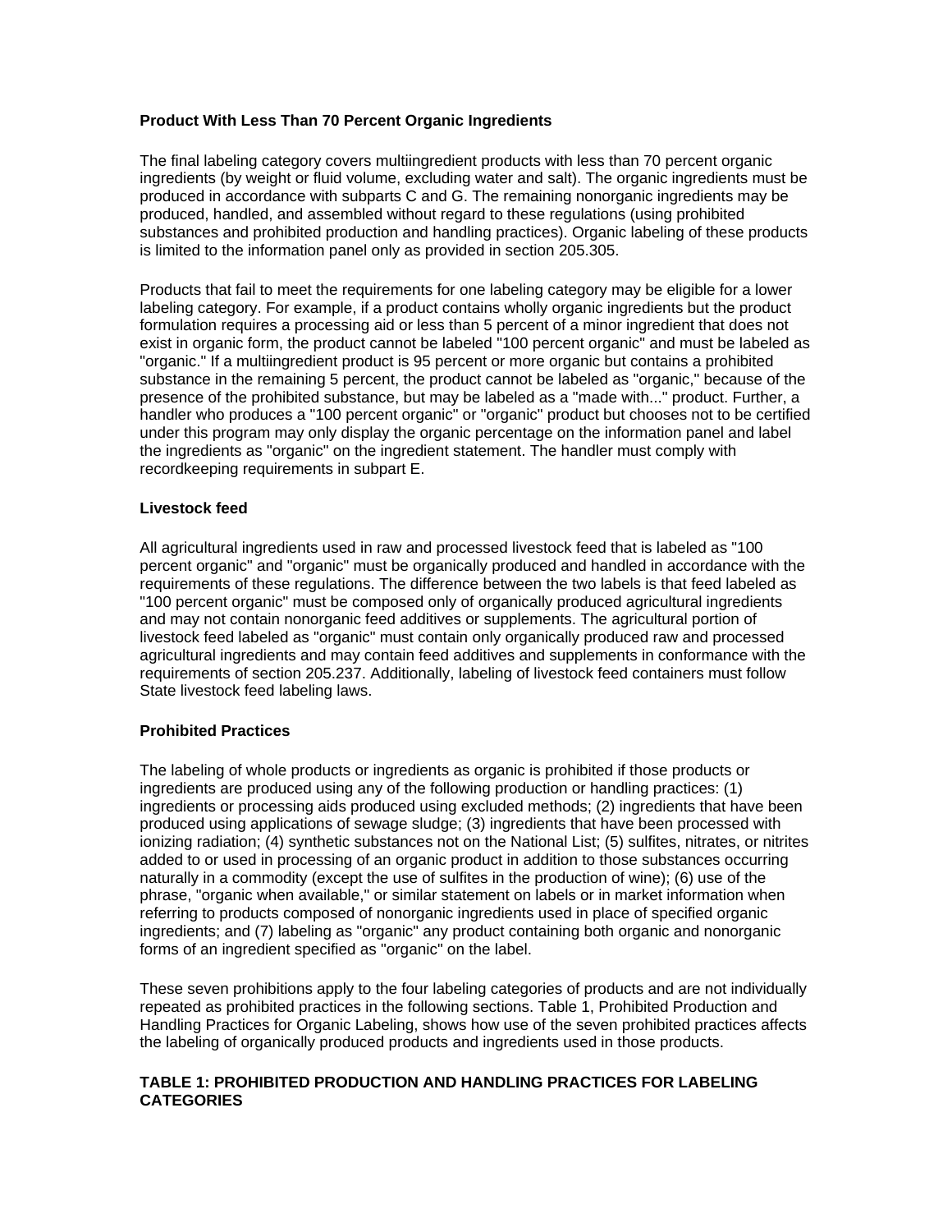### Product With Less Than 70 Percent Organic Ingredients

The final labeling category covers multiingredient products with less than 70 percent organic ingredients (by weight or fluid volume, excluding water and salt). The organic ingredients must be produced in accordance with subparts C and G. The remaining nonorganic ingredients may be produced, handled, and assembled without regard to these regulations (using prohibited substances and prohibited production and handling practices). Organic labeling of these products is limited to the information panel only as provided in section 205.305.

Products that fail to meet the requirements for one labeling category may be eligible for a lower labeling category. For example, if a product contains wholly organic ingredients but the product formulation requires a processing aid or less than 5 percent of a minor ingredient that does not exist in organic form, the product cannot be labeled "100 percent organic" and must be labeled as "organic." If a multiingredient product is 95 percent or more organic but contains a prohibited substance in the remaining 5 percent, the product cannot be labeled as "organic," because of the presence of the prohibited substance, but may be labeled as a "made with..." product. Further, a handler who produces a "100 percent organic" or "organic" product but chooses not to be certified under this program may only display the organic percentage on the information panel and label the ingredients as "organic" on the ingredient statement. The handler must comply with recordkeeping requirements in subpart E.

### Livestock feed

All agricultural ingredients used in raw and processed livestock feed that is labeled as "100 percent organic" and "organic" must be organically produced and handled in accordance with the requirements of these regulations. The difference between the two labels is that feed labeled as "100 percent organic" must be composed only of organically produced agricultural ingredients and may not contain nonorganic feed additives or supplements. The agricultural portion of livestock feed labeled as "organic" must contain only organically produced raw and processed agricultural ingredients and may contain feed additives and supplements in conformance with the requirements of section 205.237. Additionally, labeling of livestock feed containers must follow State livestock feed labeling laws.

### Prohibited Practices

The labeling of whole products or ingredients as organic is prohibited if those products or ingredients are produced using any of the following production or handling practices: (1) ingredients or processing aids produced using excluded methods; (2) ingredients that have been produced using applications of sewage sludge; (3) ingredients that have been processed with ionizing radiation; (4) synthetic substances not on the National List; (5) sulfites, nitrates, or nitrites added to or used in processing of an organic product in addition to those substances occurring naturally in a commodity (except the use of sulfites in the production of wine); (6) use of the phrase, "organic when available," or similar statement on labels or in market information when referring to products composed of nonorganic ingredients used in place of specified organic ingredients; and (7) labeling as "organic" any product containing both organic and nonorganic forms of an ingredient specified as "organic" on the label.

These seven prohibitions apply to the four labeling categories of products and are not individually repeated as prohibited practices in the following sections. Table 1, Prohibited Production and Handling Practices for Organic Labeling, shows how use of the seven prohibited practices affects the labeling of organically produced products and ingredients used in those products.

### TABLE 1: PROHIBITED PRODUCTION AND HANDLING PRACTICES FOR LABELING CATEGORIES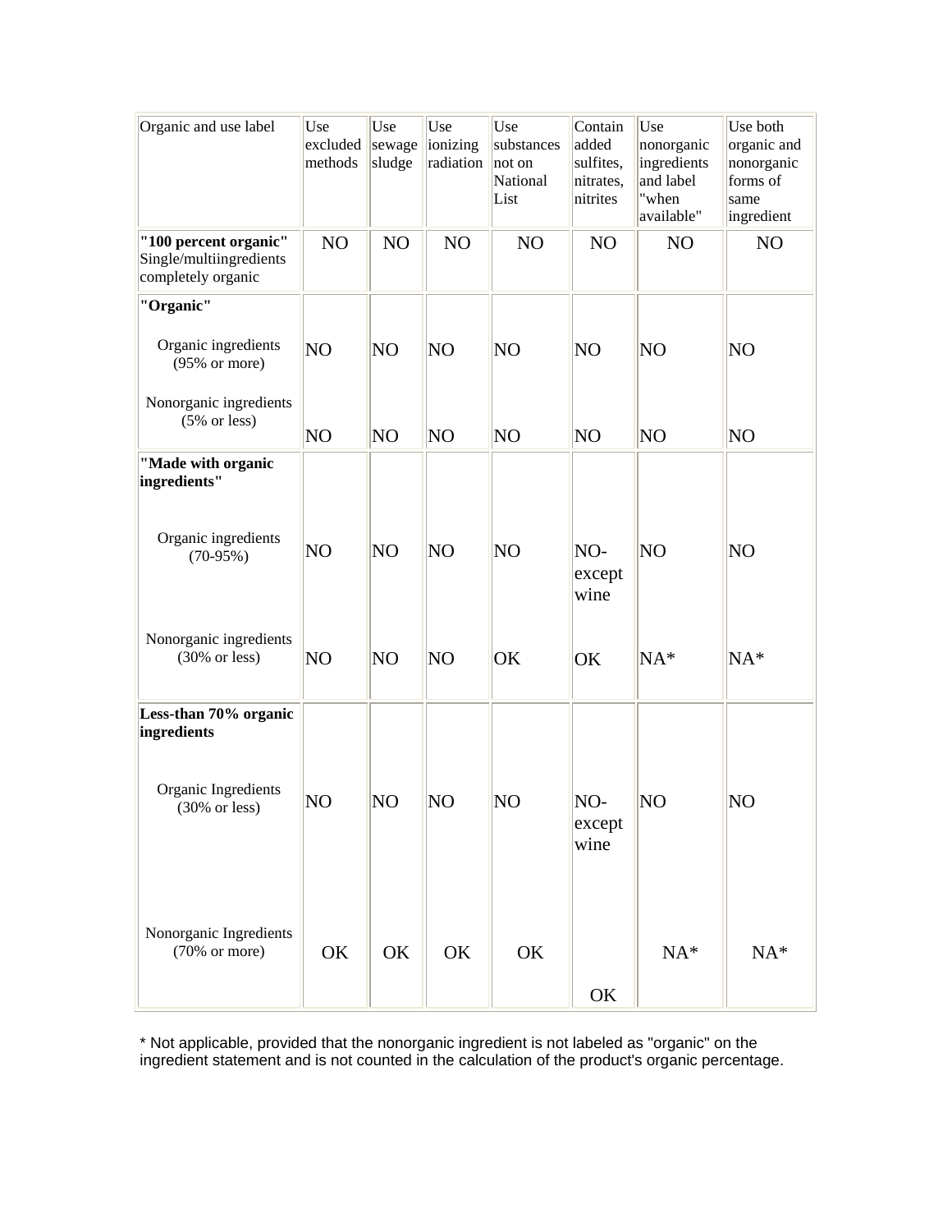| Organic and use label | Use excluded methods | Use sewage sludge | Use ionizing radiation | Use substances not on National List | Contain added sulfites, nitrates, nitrites | Use nonorganic ingredients and label "when available" | Use both organic and nonorganic forms of same ingredient |
|---|---|---|---|---|---|---|---|
| **"100 percent organic"** Single/multiingredients completely organic | NO | NO | NO | NO | NO | NO | NO |
| **"Organic"** | | | | | | | |
| Organic ingredients (95% or more) | NO | NO | NO | NO | NO | NO | NO |
| Nonorganic ingredients (5% or less) | NO | NO | NO | NO | NO | NO | NO |
| **"Made with organic ingredients"** | | | | | | | |
| Organic ingredients (70-95%) | NO | NO | NO | NO | NO- except wine | NO | NO |
| Nonorganic ingredients (30% or less) | NO | NO | NO | OK | OK | NA* | NA* |
| **Less-than 70% organic ingredients** | | | | | | | |
| Organic Ingredients (30% or less) | NO | NO | NO | NO | NO- except wine | NO | NO |
| Nonorganic Ingredients (70% or more) | OK | OK | OK | OK | OK | NA* | NA* |

* Not applicable, provided that the nonorganic ingredient is not labeled as "organic" on the ingredient statement and is not counted in the calculation of the product's organic percentage.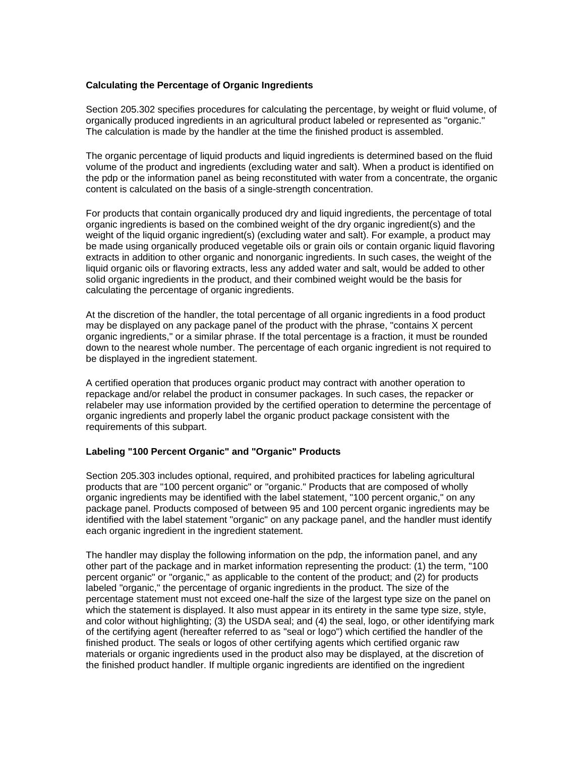**Calculating the Percentage of Organic Ingredients**

Section 205.302 specifies procedures for calculating the percentage, by weight or fluid volume, of organically produced ingredients in an agricultural product labeled or represented as "organic." The calculation is made by the handler at the time the finished product is assembled.

The organic percentage of liquid products and liquid ingredients is determined based on the fluid volume of the product and ingredients (excluding water and salt). When a product is identified on the pdp or the information panel as being reconstituted with water from a concentrate, the organic content is calculated on the basis of a single-strength concentration.

For products that contain organically produced dry and liquid ingredients, the percentage of total organic ingredients is based on the combined weight of the dry organic ingredient(s) and the weight of the liquid organic ingredient(s) (excluding water and salt). For example, a product may be made using organically produced vegetable oils or grain oils or contain organic liquid flavoring extracts in addition to other organic and nonorganic ingredients. In such cases, the weight of the liquid organic oils or flavoring extracts, less any added water and salt, would be added to other solid organic ingredients in the product, and their combined weight would be the basis for calculating the percentage of organic ingredients.

At the discretion of the handler, the total percentage of all organic ingredients in a food product may be displayed on any package panel of the product with the phrase, "contains X percent organic ingredients," or a similar phrase. If the total percentage is a fraction, it must be rounded down to the nearest whole number. The percentage of each organic ingredient is not required to be displayed in the ingredient statement.

A certified operation that produces organic product may contract with another operation to repackage and/or relabel the product in consumer packages. In such cases, the repacker or relabeler may use information provided by the certified operation to determine the percentage of organic ingredients and properly label the organic product package consistent with the requirements of this subpart.

**Labeling "100 Percent Organic" and "Organic" Products**

Section 205.303 includes optional, required, and prohibited practices for labeling agricultural products that are "100 percent organic" or "organic." Products that are composed of wholly organic ingredients may be identified with the label statement, "100 percent organic," on any package panel. Products composed of between 95 and 100 percent organic ingredients may be identified with the label statement "organic" on any package panel, and the handler must identify each organic ingredient in the ingredient statement.

The handler may display the following information on the pdp, the information panel, and any other part of the package and in market information representing the product: (1) the term, "100 percent organic" or "organic," as applicable to the content of the product; and (2) for products labeled "organic," the percentage of organic ingredients in the product. The size of the percentage statement must not exceed one-half the size of the largest type size on the panel on which the statement is displayed. It also must appear in its entirety in the same type size, style, and color without highlighting; (3) the USDA seal; and (4) the seal, logo, or other identifying mark of the certifying agent (hereafter referred to as "seal or logo") which certified the handler of the finished product. The seals or logos of other certifying agents which certified organic raw materials or organic ingredients used in the product also may be displayed, at the discretion of the finished product handler. If multiple organic ingredients are identified on the ingredient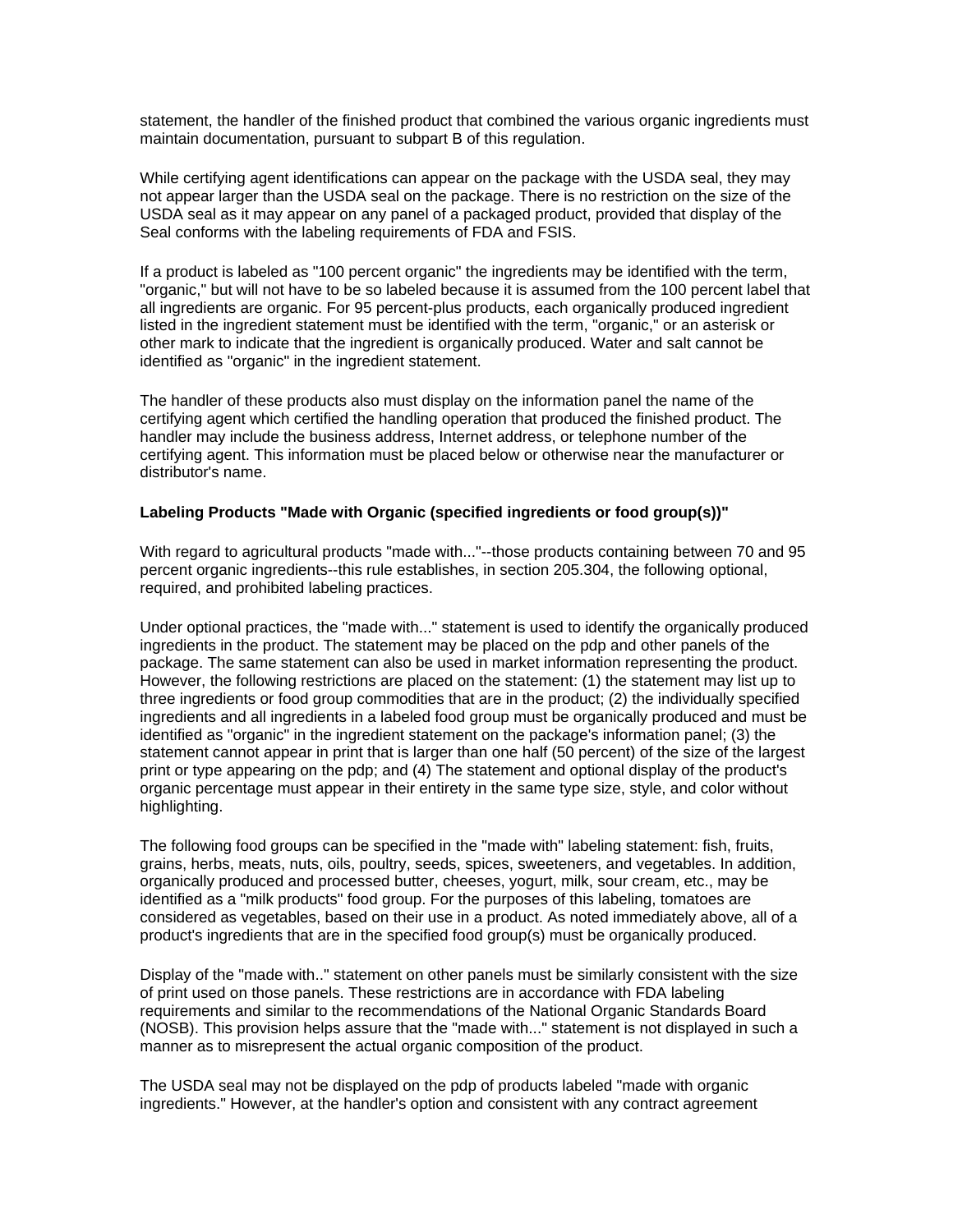statement, the handler of the finished product that combined the various organic ingredients must maintain documentation, pursuant to subpart B of this regulation.

While certifying agent identifications can appear on the package with the USDA seal, they may not appear larger than the USDA seal on the package. There is no restriction on the size of the USDA seal as it may appear on any panel of a packaged product, provided that display of the Seal conforms with the labeling requirements of FDA and FSIS.

If a product is labeled as "100 percent organic" the ingredients may be identified with the term, "organic," but will not have to be so labeled because it is assumed from the 100 percent label that all ingredients are organic. For 95 percent-plus products, each organically produced ingredient listed in the ingredient statement must be identified with the term, "organic," or an asterisk or other mark to indicate that the ingredient is organically produced. Water and salt cannot be identified as "organic" in the ingredient statement.

The handler of these products also must display on the information panel the name of the certifying agent which certified the handling operation that produced the finished product. The handler may include the business address, Internet address, or telephone number of the certifying agent. This information must be placed below or otherwise near the manufacturer or distributor's name.

**Labeling Products "Made with Organic (specified ingredients or food group(s))"**

With regard to agricultural products "made with..."--those products containing between 70 and 95 percent organic ingredients--this rule establishes, in section 205.304, the following optional, required, and prohibited labeling practices.

Under optional practices, the "made with..." statement is used to identify the organically produced ingredients in the product. The statement may be placed on the pdp and other panels of the package. The same statement can also be used in market information representing the product. However, the following restrictions are placed on the statement: (1) the statement may list up to three ingredients or food group commodities that are in the product; (2) the individually specified ingredients and all ingredients in a labeled food group must be organically produced and must be identified as "organic" in the ingredient statement on the package's information panel; (3) the statement cannot appear in print that is larger than one half (50 percent) of the size of the largest print or type appearing on the pdp; and (4) The statement and optional display of the product's organic percentage must appear in their entirety in the same type size, style, and color without highlighting.

The following food groups can be specified in the "made with" labeling statement: fish, fruits, grains, herbs, meats, nuts, oils, poultry, seeds, spices, sweeteners, and vegetables. In addition, organically produced and processed butter, cheeses, yogurt, milk, sour cream, etc., may be identified as a "milk products" food group. For the purposes of this labeling, tomatoes are considered as vegetables, based on their use in a product. As noted immediately above, all of a product's ingredients that are in the specified food group(s) must be organically produced.

Display of the "made with.." statement on other panels must be similarly consistent with the size of print used on those panels. These restrictions are in accordance with FDA labeling requirements and similar to the recommendations of the National Organic Standards Board (NOSB). This provision helps assure that the "made with..." statement is not displayed in such a manner as to misrepresent the actual organic composition of the product.

The USDA seal may not be displayed on the pdp of products labeled "made with organic ingredients." However, at the handler's option and consistent with any contract agreement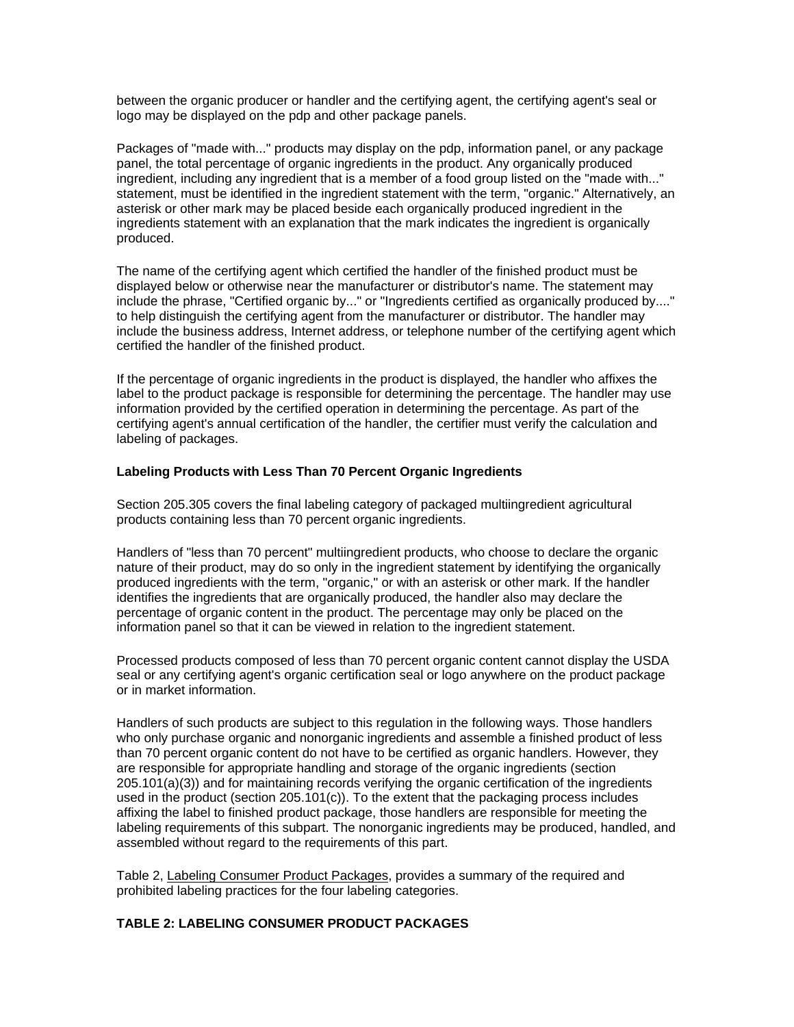between the organic producer or handler and the certifying agent, the certifying agent's seal or logo may be displayed on the pdp and other package panels.

Packages of "made with..." products may display on the pdp, information panel, or any package panel, the total percentage of organic ingredients in the product. Any organically produced ingredient, including any ingredient that is a member of a food group listed on the "made with..." statement, must be identified in the ingredient statement with the term, "organic." Alternatively, an asterisk or other mark may be placed beside each organically produced ingredient in the ingredients statement with an explanation that the mark indicates the ingredient is organically produced.

The name of the certifying agent which certified the handler of the finished product must be displayed below or otherwise near the manufacturer or distributor's name. The statement may include the phrase, "Certified organic by..." or "Ingredients certified as organically produced by...." to help distinguish the certifying agent from the manufacturer or distributor. The handler may include the business address, Internet address, or telephone number of the certifying agent which certified the handler of the finished product.

If the percentage of organic ingredients in the product is displayed, the handler who affixes the label to the product package is responsible for determining the percentage. The handler may use information provided by the certified operation in determining the percentage. As part of the certifying agent's annual certification of the handler, the certifier must verify the calculation and labeling of packages.

**Labeling Products with Less Than 70 Percent Organic Ingredients**

Section 205.305 covers the final labeling category of packaged multiingredient agricultural products containing less than 70 percent organic ingredients.

Handlers of "less than 70 percent" multiingredient products, who choose to declare the organic nature of their product, may do so only in the ingredient statement by identifying the organically produced ingredients with the term, "organic," or with an asterisk or other mark. If the handler identifies the ingredients that are organically produced, the handler also may declare the percentage of organic content in the product. The percentage may only be placed on the information panel so that it can be viewed in relation to the ingredient statement.

Processed products composed of less than 70 percent organic content cannot display the USDA seal or any certifying agent's organic certification seal or logo anywhere on the product package or in market information.

Handlers of such products are subject to this regulation in the following ways. Those handlers who only purchase organic and nonorganic ingredients and assemble a finished product of less than 70 percent organic content do not have to be certified as organic handlers. However, they are responsible for appropriate handling and storage of the organic ingredients (section 205.101(a)(3)) and for maintaining records verifying the organic certification of the ingredients used in the product (section 205.101(c)). To the extent that the packaging process includes affixing the label to finished product package, those handlers are responsible for meeting the labeling requirements of this subpart. The nonorganic ingredients may be produced, handled, and assembled without regard to the requirements of this part.

Table 2, Labeling Consumer Product Packages, provides a summary of the required and prohibited labeling practices for the four labeling categories.

**TABLE 2: LABELING CONSUMER PRODUCT PACKAGES**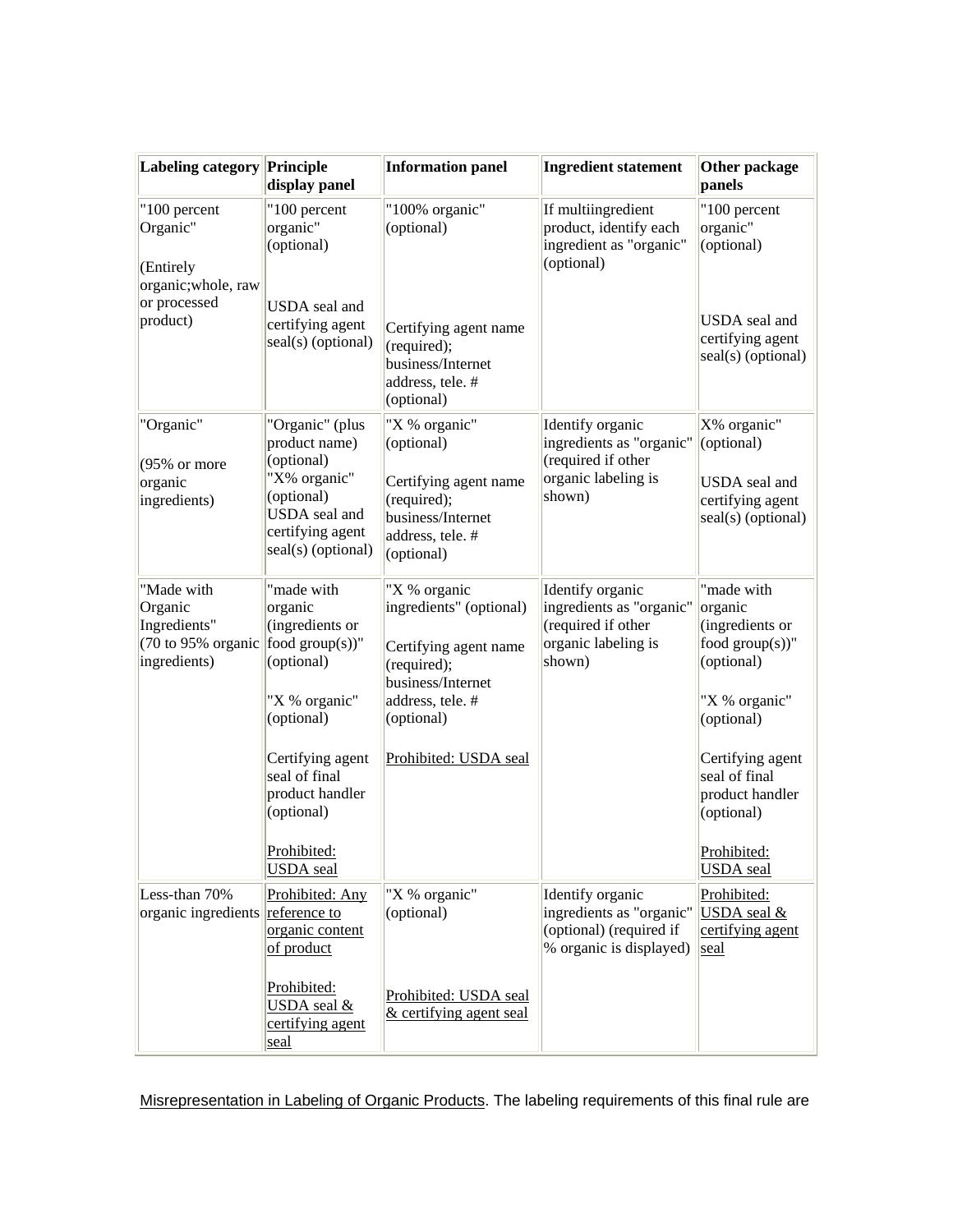| Labeling category | Principle display panel | Information panel | Ingredient statement | Other package panels |
|---|---|---|---|---|
| "100 percent Organic"<br><br>(Entirely organic;whole, raw or processed product) | "100 percent organic" (optional)<br><br>USDA seal and certifying agent seal(s) (optional) | "100% organic" (optional)<br><br>Certifying agent name (required); business/Internet address, tele. # (optional) | If multiingredient product, identify each ingredient as "organic" (optional) | "100 percent organic" (optional)<br><br>USDA seal and certifying agent seal(s) (optional) |
| "Organic"<br><br>(95% or more organic ingredients) | "Organic" (plus product name) (optional)<br>"X% organic" (optional)<br>USDA seal and certifying agent seal(s) (optional) | "X % organic" (optional)<br><br>Certifying agent name (required); business/Internet address, tele. # (optional) | Identify organic ingredients as "organic" (required if other organic labeling is shown) | X% organic" (optional)<br><br>USDA seal and certifying agent seal(s) (optional) |
| "Made with Organic Ingredients"<br>(70 to 95% organic ingredients) | "made with organic (ingredients or food group(s))" (optional)<br><br>"X % organic" (optional)<br><br>Certifying agent seal of final product handler (optional)<br><br>Prohibited: USDA seal | "X % organic ingredients" (optional)<br><br>Certifying agent name (required); business/Internet address, tele. # (optional)<br><br>Prohibited: USDA seal | Identify organic ingredients as "organic" (required if other organic labeling is shown) | "made with organic (ingredients or food group(s))" (optional)<br><br>"X % organic" (optional)<br><br>Certifying agent seal of final product handler (optional)<br><br>Prohibited: USDA seal |
| Less-than 70% organic ingredients | Prohibited: Any reference to organic content of product<br><br>Prohibited: USDA seal & certifying agent seal | "X % organic" (optional)<br><br>Prohibited: USDA seal & certifying agent seal | Identify organic ingredients as "organic" (optional) (required if % organic is displayed) | Prohibited: USDA seal & certifying agent seal |

Misrepresentation in Labeling of Organic Products. The labeling requirements of this final rule are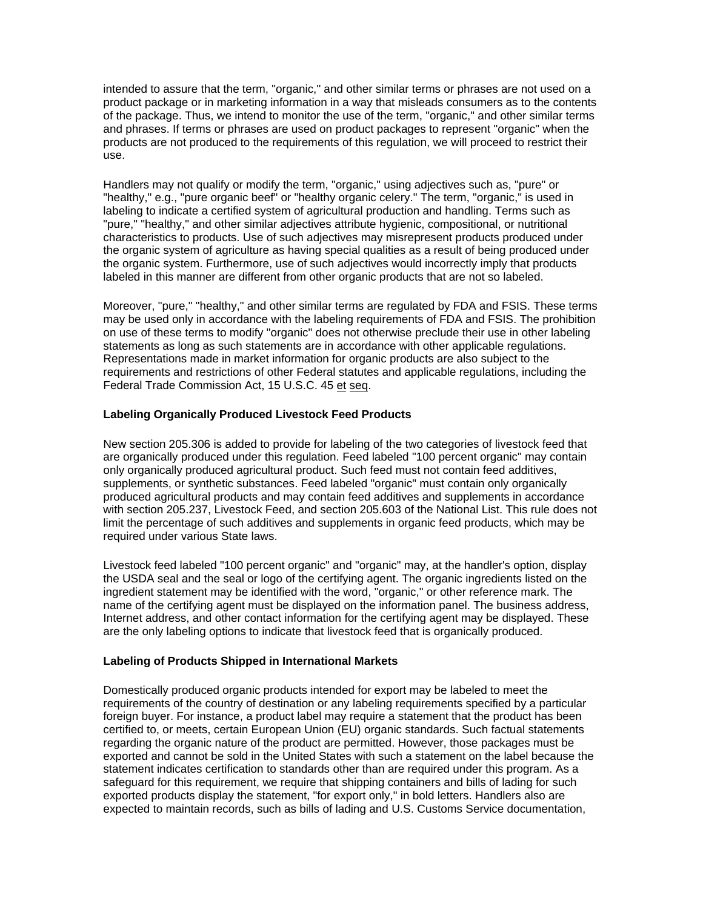intended to assure that the term, "organic," and other similar terms or phrases are not used on a product package or in marketing information in a way that misleads consumers as to the contents of the package. Thus, we intend to monitor the use of the term, "organic," and other similar terms and phrases. If terms or phrases are used on product packages to represent "organic" when the products are not produced to the requirements of this regulation, we will proceed to restrict their use.

Handlers may not qualify or modify the term, "organic," using adjectives such as, "pure" or "healthy," e.g., "pure organic beef" or "healthy organic celery." The term, "organic," is used in labeling to indicate a certified system of agricultural production and handling. Terms such as "pure," "healthy," and other similar adjectives attribute hygienic, compositional, or nutritional characteristics to products. Use of such adjectives may misrepresent products produced under the organic system of agriculture as having special qualities as a result of being produced under the organic system. Furthermore, use of such adjectives would incorrectly imply that products labeled in this manner are different from other organic products that are not so labeled.

Moreover, "pure," "healthy," and other similar terms are regulated by FDA and FSIS. These terms may be used only in accordance with the labeling requirements of FDA and FSIS. The prohibition on use of these terms to modify "organic" does not otherwise preclude their use in other labeling statements as long as such statements are in accordance with other applicable regulations. Representations made in market information for organic products are also subject to the requirements and restrictions of other Federal statutes and applicable regulations, including the Federal Trade Commission Act, 15 U.S.C. 45 et seq.

**Labeling Organically Produced Livestock Feed Products**

New section 205.306 is added to provide for labeling of the two categories of livestock feed that are organically produced under this regulation. Feed labeled "100 percent organic" may contain only organically produced agricultural product. Such feed must not contain feed additives, supplements, or synthetic substances. Feed labeled "organic" must contain only organically produced agricultural products and may contain feed additives and supplements in accordance with section 205.237, Livestock Feed, and section 205.603 of the National List. This rule does not limit the percentage of such additives and supplements in organic feed products, which may be required under various State laws.

Livestock feed labeled "100 percent organic" and "organic" may, at the handler's option, display the USDA seal and the seal or logo of the certifying agent. The organic ingredients listed on the ingredient statement may be identified with the word, "organic," or other reference mark. The name of the certifying agent must be displayed on the information panel. The business address, Internet address, and other contact information for the certifying agent may be displayed. These are the only labeling options to indicate that livestock feed that is organically produced.

**Labeling of Products Shipped in International Markets**

Domestically produced organic products intended for export may be labeled to meet the requirements of the country of destination or any labeling requirements specified by a particular foreign buyer. For instance, a product label may require a statement that the product has been certified to, or meets, certain European Union (EU) organic standards. Such factual statements regarding the organic nature of the product are permitted. However, those packages must be exported and cannot be sold in the United States with such a statement on the label because the statement indicates certification to standards other than are required under this program. As a safeguard for this requirement, we require that shipping containers and bills of lading for such exported products display the statement, "for export only," in bold letters. Handlers also are expected to maintain records, such as bills of lading and U.S. Customs Service documentation,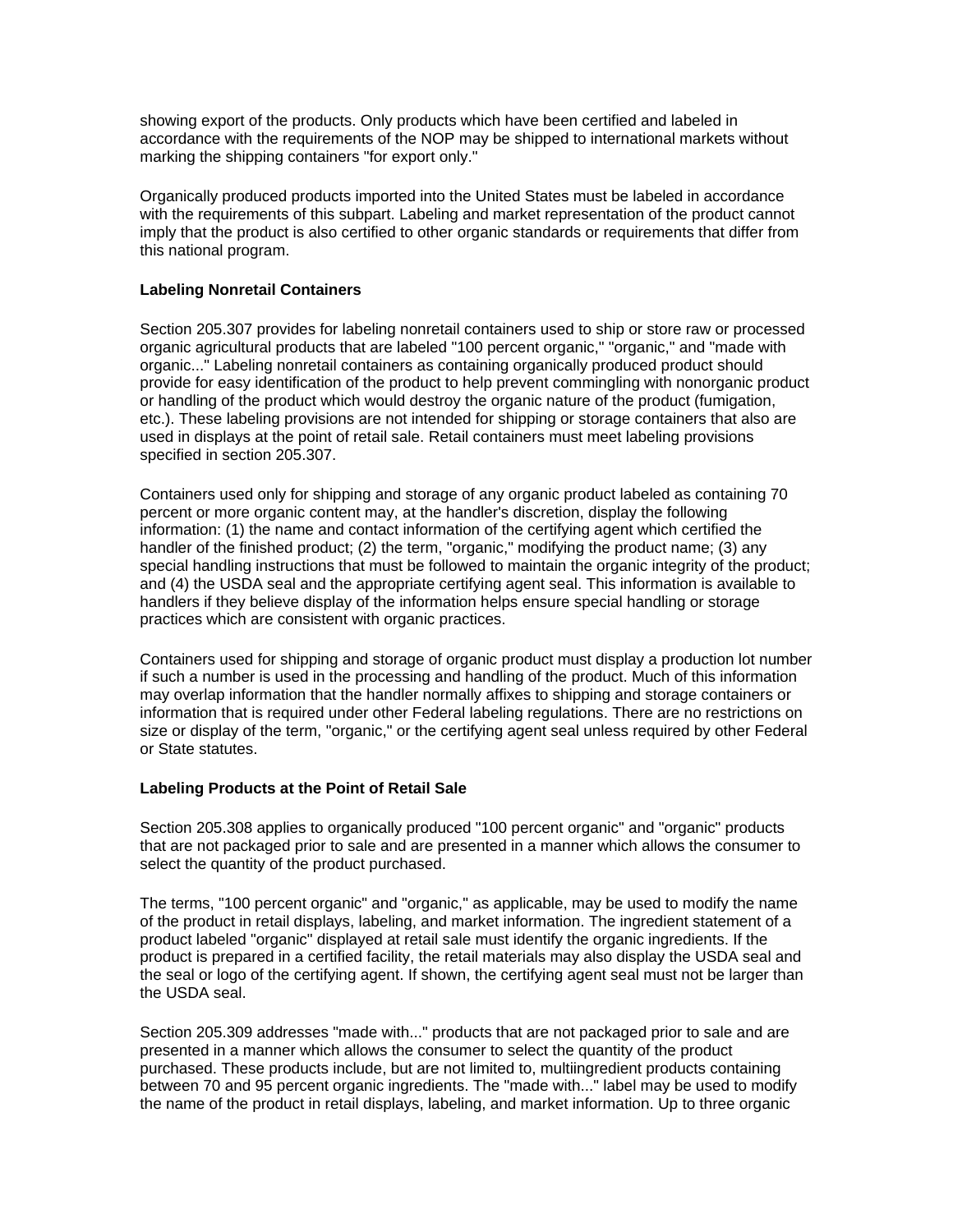showing export of the products. Only products which have been certified and labeled in accordance with the requirements of the NOP may be shipped to international markets without marking the shipping containers "for export only."

Organically produced products imported into the United States must be labeled in accordance with the requirements of this subpart. Labeling and market representation of the product cannot imply that the product is also certified to other organic standards or requirements that differ from this national program.

**Labeling Nonretail Containers**

Section 205.307 provides for labeling nonretail containers used to ship or store raw or processed organic agricultural products that are labeled "100 percent organic," "organic," and "made with organic..." Labeling nonretail containers as containing organically produced product should provide for easy identification of the product to help prevent commingling with nonorganic product or handling of the product which would destroy the organic nature of the product (fumigation, etc.). These labeling provisions are not intended for shipping or storage containers that also are used in displays at the point of retail sale. Retail containers must meet labeling provisions specified in section 205.307.

Containers used only for shipping and storage of any organic product labeled as containing 70 percent or more organic content may, at the handler's discretion, display the following information: (1) the name and contact information of the certifying agent which certified the handler of the finished product; (2) the term, "organic," modifying the product name; (3) any special handling instructions that must be followed to maintain the organic integrity of the product; and (4) the USDA seal and the appropriate certifying agent seal. This information is available to handlers if they believe display of the information helps ensure special handling or storage practices which are consistent with organic practices.

Containers used for shipping and storage of organic product must display a production lot number if such a number is used in the processing and handling of the product. Much of this information may overlap information that the handler normally affixes to shipping and storage containers or information that is required under other Federal labeling regulations. There are no restrictions on size or display of the term, "organic," or the certifying agent seal unless required by other Federal or State statutes.

**Labeling Products at the Point of Retail Sale**

Section 205.308 applies to organically produced "100 percent organic" and "organic" products that are not packaged prior to sale and are presented in a manner which allows the consumer to select the quantity of the product purchased.

The terms, "100 percent organic" and "organic," as applicable, may be used to modify the name of the product in retail displays, labeling, and market information. The ingredient statement of a product labeled "organic" displayed at retail sale must identify the organic ingredients. If the product is prepared in a certified facility, the retail materials may also display the USDA seal and the seal or logo of the certifying agent. If shown, the certifying agent seal must not be larger than the USDA seal.

Section 205.309 addresses "made with..." products that are not packaged prior to sale and are presented in a manner which allows the consumer to select the quantity of the product purchased. These products include, but are not limited to, multiingredient products containing between 70 and 95 percent organic ingredients. The "made with..." label may be used to modify the name of the product in retail displays, labeling, and market information. Up to three organic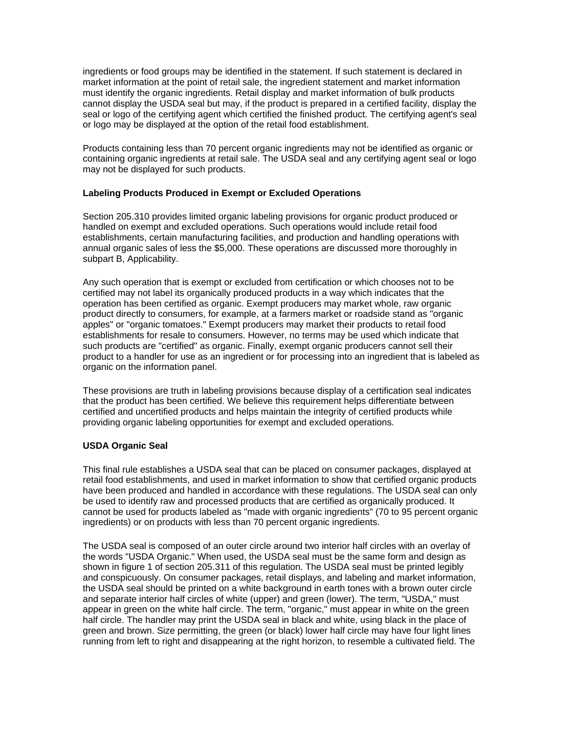ingredients or food groups may be identified in the statement. If such statement is declared in market information at the point of retail sale, the ingredient statement and market information must identify the organic ingredients. Retail display and market information of bulk products cannot display the USDA seal but may, if the product is prepared in a certified facility, display the seal or logo of the certifying agent which certified the finished product. The certifying agent's seal or logo may be displayed at the option of the retail food establishment.

Products containing less than 70 percent organic ingredients may not be identified as organic or containing organic ingredients at retail sale. The USDA seal and any certifying agent seal or logo may not be displayed for such products.

**Labeling Products Produced in Exempt or Excluded Operations**

Section 205.310 provides limited organic labeling provisions for organic product produced or handled on exempt and excluded operations. Such operations would include retail food establishments, certain manufacturing facilities, and production and handling operations with annual organic sales of less the $5,000. These operations are discussed more thoroughly in subpart B, Applicability.

Any such operation that is exempt or excluded from certification or which chooses not to be certified may not label its organically produced products in a way which indicates that the operation has been certified as organic. Exempt producers may market whole, raw organic product directly to consumers, for example, at a farmers market or roadside stand as "organic apples" or "organic tomatoes." Exempt producers may market their products to retail food establishments for resale to consumers. However, no terms may be used which indicate that such products are "certified" as organic. Finally, exempt organic producers cannot sell their product to a handler for use as an ingredient or for processing into an ingredient that is labeled as organic on the information panel.

These provisions are truth in labeling provisions because display of a certification seal indicates that the product has been certified. We believe this requirement helps differentiate between certified and uncertified products and helps maintain the integrity of certified products while providing organic labeling opportunities for exempt and excluded operations.

**USDA Organic Seal**

This final rule establishes a USDA seal that can be placed on consumer packages, displayed at retail food establishments, and used in market information to show that certified organic products have been produced and handled in accordance with these regulations. The USDA seal can only be used to identify raw and processed products that are certified as organically produced. It cannot be used for products labeled as "made with organic ingredients" (70 to 95 percent organic ingredients) or on products with less than 70 percent organic ingredients.

The USDA seal is composed of an outer circle around two interior half circles with an overlay of the words "USDA Organic." When used, the USDA seal must be the same form and design as shown in figure 1 of section 205.311 of this regulation. The USDA seal must be printed legibly and conspicuously. On consumer packages, retail displays, and labeling and market information, the USDA seal should be printed on a white background in earth tones with a brown outer circle and separate interior half circles of white (upper) and green (lower). The term, "USDA," must appear in green on the white half circle. The term, "organic," must appear in white on the green half circle. The handler may print the USDA seal in black and white, using black in the place of green and brown. Size permitting, the green (or black) lower half circle may have four light lines running from left to right and disappearing at the right horizon, to resemble a cultivated field. The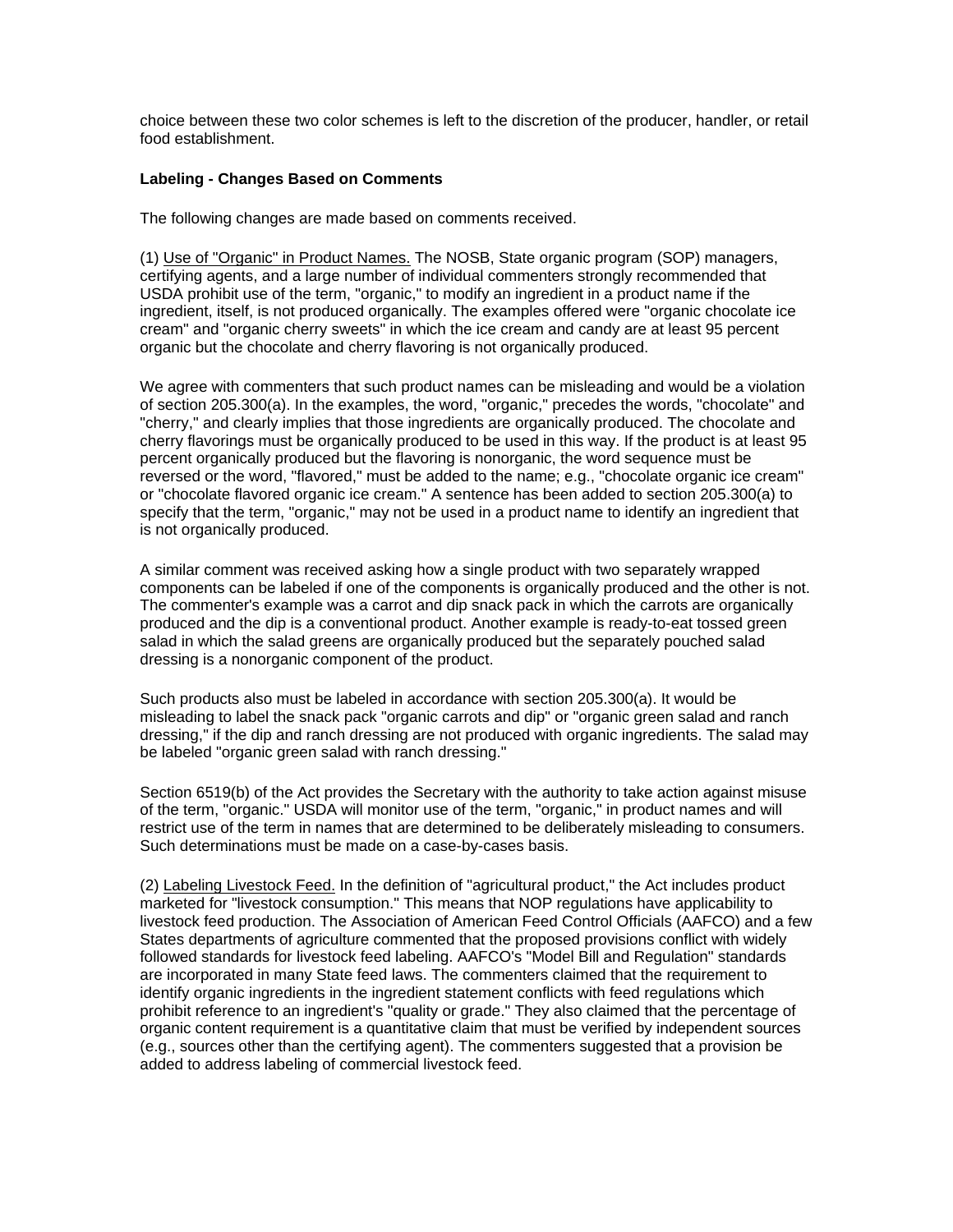choice between these two color schemes is left to the discretion of the producer, handler, or retail food establishment.

**Labeling - Changes Based on Comments**

The following changes are made based on comments received.

(1) Use of "Organic" in Product Names. The NOSB, State organic program (SOP) managers, certifying agents, and a large number of individual commenters strongly recommended that USDA prohibit use of the term, "organic," to modify an ingredient in a product name if the ingredient, itself, is not produced organically. The examples offered were "organic chocolate ice cream" and "organic cherry sweets" in which the ice cream and candy are at least 95 percent organic but the chocolate and cherry flavoring is not organically produced.

We agree with commenters that such product names can be misleading and would be a violation of section 205.300(a). In the examples, the word, "organic," precedes the words, "chocolate" and "cherry," and clearly implies that those ingredients are organically produced. The chocolate and cherry flavorings must be organically produced to be used in this way. If the product is at least 95 percent organically produced but the flavoring is nonorganic, the word sequence must be reversed or the word, "flavored," must be added to the name; e.g., "chocolate organic ice cream" or "chocolate flavored organic ice cream." A sentence has been added to section 205.300(a) to specify that the term, "organic," may not be used in a product name to identify an ingredient that is not organically produced.

A similar comment was received asking how a single product with two separately wrapped components can be labeled if one of the components is organically produced and the other is not. The commenter's example was a carrot and dip snack pack in which the carrots are organically produced and the dip is a conventional product. Another example is ready-to-eat tossed green salad in which the salad greens are organically produced but the separately pouched salad dressing is a nonorganic component of the product.

Such products also must be labeled in accordance with section 205.300(a). It would be misleading to label the snack pack "organic carrots and dip" or "organic green salad and ranch dressing," if the dip and ranch dressing are not produced with organic ingredients. The salad may be labeled "organic green salad with ranch dressing."

Section 6519(b) of the Act provides the Secretary with the authority to take action against misuse of the term, "organic." USDA will monitor use of the term, "organic," in product names and will restrict use of the term in names that are determined to be deliberately misleading to consumers. Such determinations must be made on a case-by-cases basis.

(2) Labeling Livestock Feed. In the definition of "agricultural product," the Act includes product marketed for "livestock consumption." This means that NOP regulations have applicability to livestock feed production. The Association of American Feed Control Officials (AAFCO) and a few States departments of agriculture commented that the proposed provisions conflict with widely followed standards for livestock feed labeling. AAFCO's "Model Bill and Regulation" standards are incorporated in many State feed laws. The commenters claimed that the requirement to identify organic ingredients in the ingredient statement conflicts with feed regulations which prohibit reference to an ingredient's "quality or grade." They also claimed that the percentage of organic content requirement is a quantitative claim that must be verified by independent sources (e.g., sources other than the certifying agent). The commenters suggested that a provision be added to address labeling of commercial livestock feed.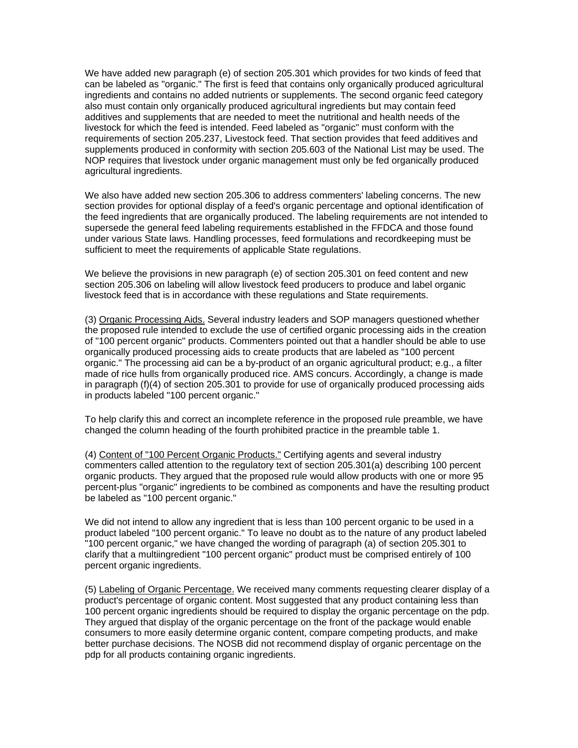We have added new paragraph (e) of section 205.301 which provides for two kinds of feed that can be labeled as "organic." The first is feed that contains only organically produced agricultural ingredients and contains no added nutrients or supplements. The second organic feed category also must contain only organically produced agricultural ingredients but may contain feed additives and supplements that are needed to meet the nutritional and health needs of the livestock for which the feed is intended. Feed labeled as "organic" must conform with the requirements of section 205.237, Livestock feed. That section provides that feed additives and supplements produced in conformity with section 205.603 of the National List may be used. The NOP requires that livestock under organic management must only be fed organically produced agricultural ingredients.

We also have added new section 205.306 to address commenters' labeling concerns. The new section provides for optional display of a feed's organic percentage and optional identification of the feed ingredients that are organically produced. The labeling requirements are not intended to supersede the general feed labeling requirements established in the FFDCA and those found under various State laws. Handling processes, feed formulations and recordkeeping must be sufficient to meet the requirements of applicable State regulations.

We believe the provisions in new paragraph (e) of section 205.301 on feed content and new section 205.306 on labeling will allow livestock feed producers to produce and label organic livestock feed that is in accordance with these regulations and State requirements.

(3) Organic Processing Aids. Several industry leaders and SOP managers questioned whether the proposed rule intended to exclude the use of certified organic processing aids in the creation of "100 percent organic" products. Commenters pointed out that a handler should be able to use organically produced processing aids to create products that are labeled as "100 percent organic." The processing aid can be a by-product of an organic agricultural product; e.g., a filter made of rice hulls from organically produced rice. AMS concurs. Accordingly, a change is made in paragraph (f)(4) of section 205.301 to provide for use of organically produced processing aids in products labeled "100 percent organic."

To help clarify this and correct an incomplete reference in the proposed rule preamble, we have changed the column heading of the fourth prohibited practice in the preamble table 1.

(4) Content of "100 Percent Organic Products." Certifying agents and several industry commenters called attention to the regulatory text of section 205.301(a) describing 100 percent organic products. They argued that the proposed rule would allow products with one or more 95 percent-plus "organic" ingredients to be combined as components and have the resulting product be labeled as "100 percent organic."

We did not intend to allow any ingredient that is less than 100 percent organic to be used in a product labeled "100 percent organic." To leave no doubt as to the nature of any product labeled "100 percent organic," we have changed the wording of paragraph (a) of section 205.301 to clarify that a multiingredient "100 percent organic" product must be comprised entirely of 100 percent organic ingredients.

(5) Labeling of Organic Percentage. We received many comments requesting clearer display of a product's percentage of organic content. Most suggested that any product containing less than 100 percent organic ingredients should be required to display the organic percentage on the pdp. They argued that display of the organic percentage on the front of the package would enable consumers to more easily determine organic content, compare competing products, and make better purchase decisions. The NOSB did not recommend display of organic percentage on the pdp for all products containing organic ingredients.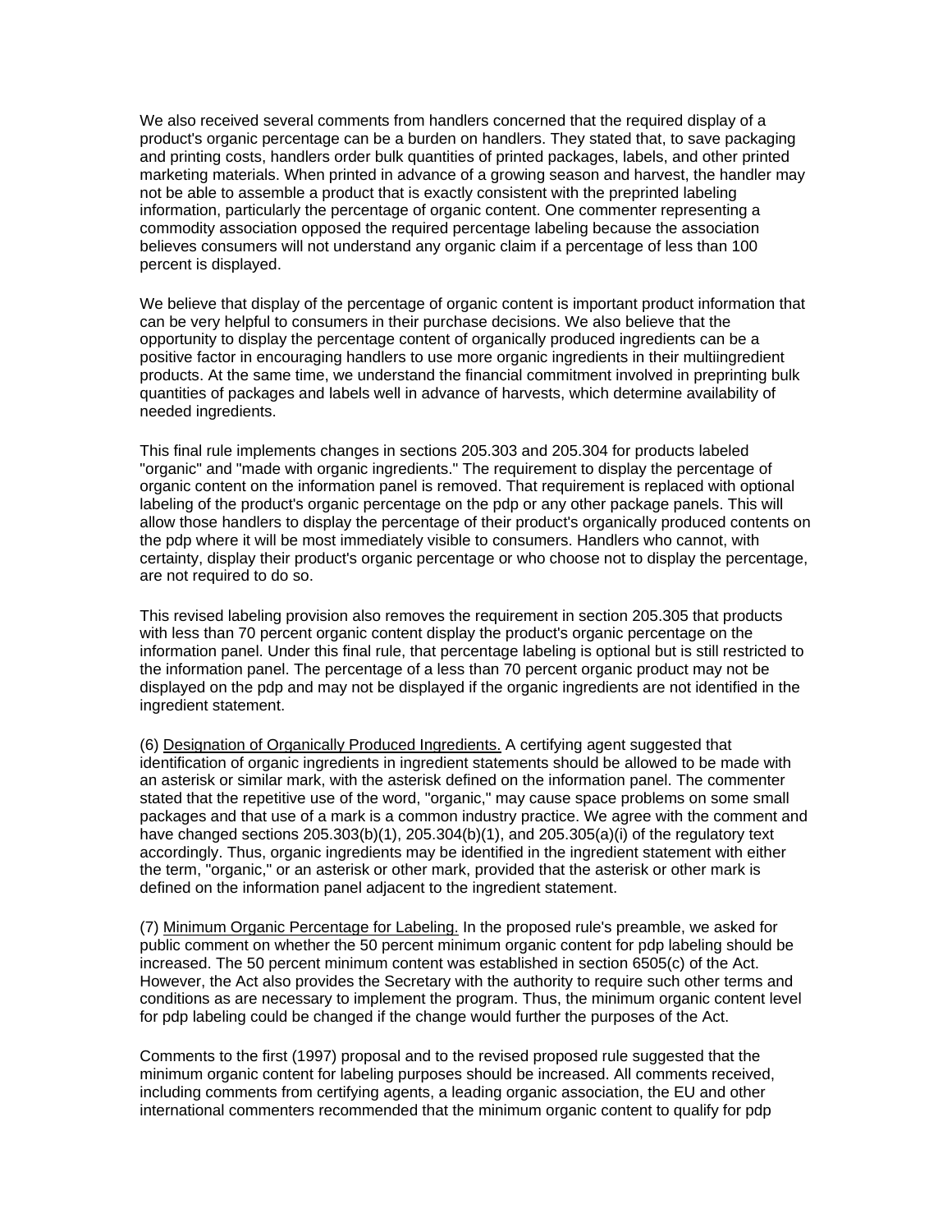We also received several comments from handlers concerned that the required display of a product's organic percentage can be a burden on handlers. They stated that, to save packaging and printing costs, handlers order bulk quantities of printed packages, labels, and other printed marketing materials. When printed in advance of a growing season and harvest, the handler may not be able to assemble a product that is exactly consistent with the preprinted labeling information, particularly the percentage of organic content. One commenter representing a commodity association opposed the required percentage labeling because the association believes consumers will not understand any organic claim if a percentage of less than 100 percent is displayed.

We believe that display of the percentage of organic content is important product information that can be very helpful to consumers in their purchase decisions. We also believe that the opportunity to display the percentage content of organically produced ingredients can be a positive factor in encouraging handlers to use more organic ingredients in their multiingredient products. At the same time, we understand the financial commitment involved in preprinting bulk quantities of packages and labels well in advance of harvests, which determine availability of needed ingredients.

This final rule implements changes in sections 205.303 and 205.304 for products labeled "organic" and "made with organic ingredients." The requirement to display the percentage of organic content on the information panel is removed. That requirement is replaced with optional labeling of the product's organic percentage on the pdp or any other package panels. This will allow those handlers to display the percentage of their product's organically produced contents on the pdp where it will be most immediately visible to consumers. Handlers who cannot, with certainty, display their product's organic percentage or who choose not to display the percentage, are not required to do so.

This revised labeling provision also removes the requirement in section 205.305 that products with less than 70 percent organic content display the product's organic percentage on the information panel. Under this final rule, that percentage labeling is optional but is still restricted to the information panel. The percentage of a less than 70 percent organic product may not be displayed on the pdp and may not be displayed if the organic ingredients are not identified in the ingredient statement.

(6) Designation of Organically Produced Ingredients. A certifying agent suggested that identification of organic ingredients in ingredient statements should be allowed to be made with an asterisk or similar mark, with the asterisk defined on the information panel. The commenter stated that the repetitive use of the word, "organic," may cause space problems on some small packages and that use of a mark is a common industry practice. We agree with the comment and have changed sections 205.303(b)(1), 205.304(b)(1), and 205.305(a)(i) of the regulatory text accordingly. Thus, organic ingredients may be identified in the ingredient statement with either the term, "organic," or an asterisk or other mark, provided that the asterisk or other mark is defined on the information panel adjacent to the ingredient statement.

(7) Minimum Organic Percentage for Labeling. In the proposed rule's preamble, we asked for public comment on whether the 50 percent minimum organic content for pdp labeling should be increased. The 50 percent minimum content was established in section 6505(c) of the Act. However, the Act also provides the Secretary with the authority to require such other terms and conditions as are necessary to implement the program. Thus, the minimum organic content level for pdp labeling could be changed if the change would further the purposes of the Act.

Comments to the first (1997) proposal and to the revised proposed rule suggested that the minimum organic content for labeling purposes should be increased. All comments received, including comments from certifying agents, a leading organic association, the EU and other international commenters recommended that the minimum organic content to qualify for pdp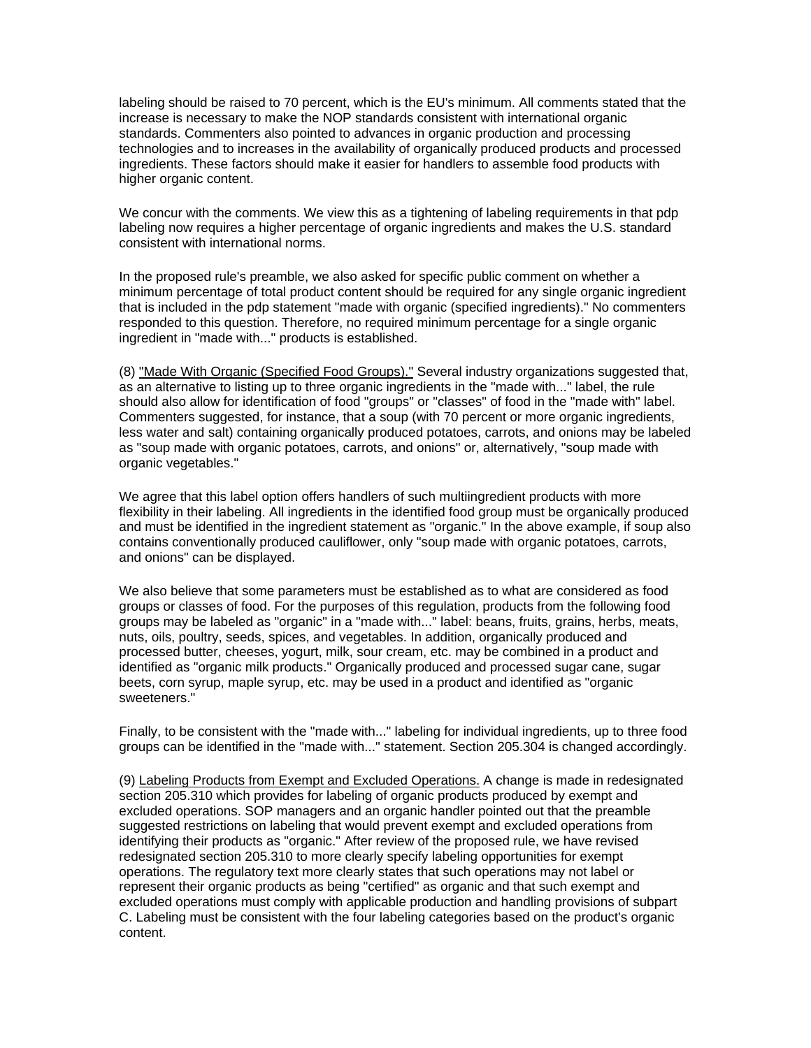labeling should be raised to 70 percent, which is the EU's minimum. All comments stated that the increase is necessary to make the NOP standards consistent with international organic standards. Commenters also pointed to advances in organic production and processing technologies and to increases in the availability of organically produced products and processed ingredients. These factors should make it easier for handlers to assemble food products with higher organic content.

We concur with the comments. We view this as a tightening of labeling requirements in that pdp labeling now requires a higher percentage of organic ingredients and makes the U.S. standard consistent with international norms.

In the proposed rule's preamble, we also asked for specific public comment on whether a minimum percentage of total product content should be required for any single organic ingredient that is included in the pdp statement "made with organic (specified ingredients)." No commenters responded to this question. Therefore, no required minimum percentage for a single organic ingredient in "made with..." products is established.

(8) "Made With Organic (Specified Food Groups)." Several industry organizations suggested that, as an alternative to listing up to three organic ingredients in the "made with..." label, the rule should also allow for identification of food "groups" or "classes" of food in the "made with" label. Commenters suggested, for instance, that a soup (with 70 percent or more organic ingredients, less water and salt) containing organically produced potatoes, carrots, and onions may be labeled as "soup made with organic potatoes, carrots, and onions" or, alternatively, "soup made with organic vegetables."

We agree that this label option offers handlers of such multiingredient products with more flexibility in their labeling. All ingredients in the identified food group must be organically produced and must be identified in the ingredient statement as "organic." In the above example, if soup also contains conventionally produced cauliflower, only "soup made with organic potatoes, carrots, and onions" can be displayed.

We also believe that some parameters must be established as to what are considered as food groups or classes of food. For the purposes of this regulation, products from the following food groups may be labeled as "organic" in a "made with..." label: beans, fruits, grains, herbs, meats, nuts, oils, poultry, seeds, spices, and vegetables. In addition, organically produced and processed butter, cheeses, yogurt, milk, sour cream, etc. may be combined in a product and identified as "organic milk products." Organically produced and processed sugar cane, sugar beets, corn syrup, maple syrup, etc. may be used in a product and identified as "organic sweeteners."

Finally, to be consistent with the "made with..." labeling for individual ingredients, up to three food groups can be identified in the "made with..." statement. Section 205.304 is changed accordingly.

(9) Labeling Products from Exempt and Excluded Operations. A change is made in redesignated section 205.310 which provides for labeling of organic products produced by exempt and excluded operations. SOP managers and an organic handler pointed out that the preamble suggested restrictions on labeling that would prevent exempt and excluded operations from identifying their products as "organic." After review of the proposed rule, we have revised redesignated section 205.310 to more clearly specify labeling opportunities for exempt operations. The regulatory text more clearly states that such operations may not label or represent their organic products as being "certified" as organic and that such exempt and excluded operations must comply with applicable production and handling provisions of subpart C. Labeling must be consistent with the four labeling categories based on the product's organic content.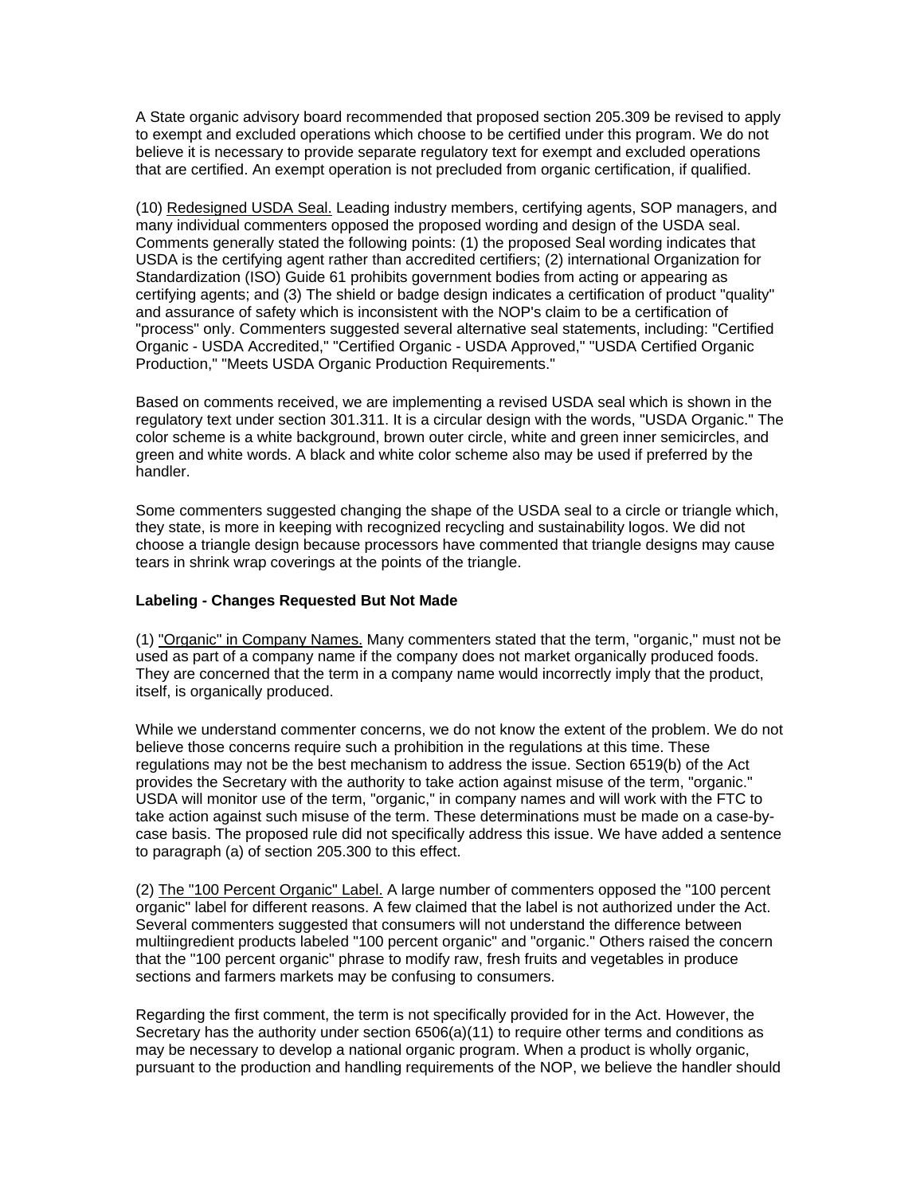A State organic advisory board recommended that proposed section 205.309 be revised to apply to exempt and excluded operations which choose to be certified under this program. We do not believe it is necessary to provide separate regulatory text for exempt and excluded operations that are certified. An exempt operation is not precluded from organic certification, if qualified.

(10) Redesigned USDA Seal. Leading industry members, certifying agents, SOP managers, and many individual commenters opposed the proposed wording and design of the USDA seal. Comments generally stated the following points: (1) the proposed Seal wording indicates that USDA is the certifying agent rather than accredited certifiers; (2) international Organization for Standardization (ISO) Guide 61 prohibits government bodies from acting or appearing as certifying agents; and (3) The shield or badge design indicates a certification of product "quality" and assurance of safety which is inconsistent with the NOP's claim to be a certification of "process" only. Commenters suggested several alternative seal statements, including: "Certified Organic - USDA Accredited," "Certified Organic - USDA Approved," "USDA Certified Organic Production," "Meets USDA Organic Production Requirements."

Based on comments received, we are implementing a revised USDA seal which is shown in the regulatory text under section 301.311. It is a circular design with the words, "USDA Organic." The color scheme is a white background, brown outer circle, white and green inner semicircles, and green and white words. A black and white color scheme also may be used if preferred by the handler.

Some commenters suggested changing the shape of the USDA seal to a circle or triangle which, they state, is more in keeping with recognized recycling and sustainability logos. We did not choose a triangle design because processors have commented that triangle designs may cause tears in shrink wrap coverings at the points of the triangle.

**Labeling - Changes Requested But Not Made**

(1) "Organic" in Company Names. Many commenters stated that the term, "organic," must not be used as part of a company name if the company does not market organically produced foods. They are concerned that the term in a company name would incorrectly imply that the product, itself, is organically produced.

While we understand commenter concerns, we do not know the extent of the problem. We do not believe those concerns require such a prohibition in the regulations at this time. These regulations may not be the best mechanism to address the issue. Section 6519(b) of the Act provides the Secretary with the authority to take action against misuse of the term, "organic." USDA will monitor use of the term, "organic," in company names and will work with the FTC to take action against such misuse of the term. These determinations must be made on a case-by-case basis. The proposed rule did not specifically address this issue. We have added a sentence to paragraph (a) of section 205.300 to this effect.

(2) The "100 Percent Organic" Label. A large number of commenters opposed the "100 percent organic" label for different reasons. A few claimed that the label is not authorized under the Act. Several commenters suggested that consumers will not understand the difference between multiingredient products labeled "100 percent organic" and "organic." Others raised the concern that the "100 percent organic" phrase to modify raw, fresh fruits and vegetables in produce sections and farmers markets may be confusing to consumers.

Regarding the first comment, the term is not specifically provided for in the Act. However, the Secretary has the authority under section 6506(a)(11) to require other terms and conditions as may be necessary to develop a national organic program. When a product is wholly organic, pursuant to the production and handling requirements of the NOP, we believe the handler should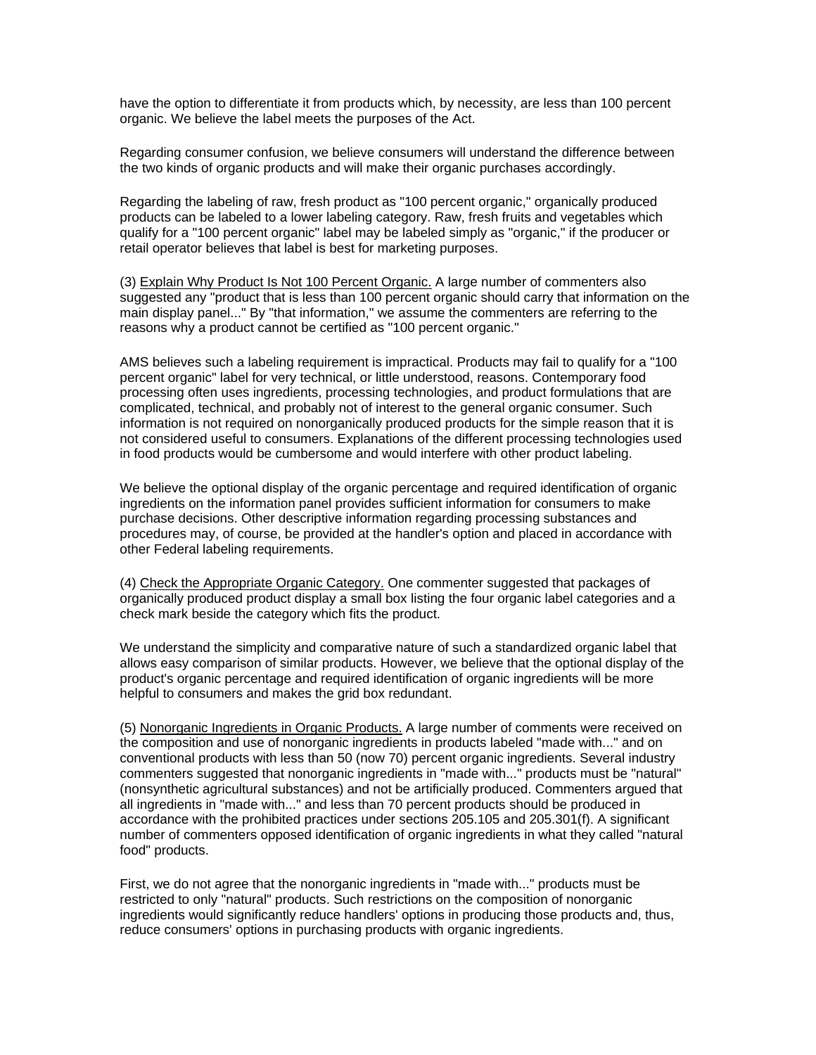have the option to differentiate it from products which, by necessity, are less than 100 percent organic. We believe the label meets the purposes of the Act.

Regarding consumer confusion, we believe consumers will understand the difference between the two kinds of organic products and will make their organic purchases accordingly.

Regarding the labeling of raw, fresh product as "100 percent organic," organically produced products can be labeled to a lower labeling category. Raw, fresh fruits and vegetables which qualify for a "100 percent organic" label may be labeled simply as "organic," if the producer or retail operator believes that label is best for marketing purposes.

(3) <u>Explain Why Product Is Not 100 Percent Organic.</u> A large number of commenters also suggested any "product that is less than 100 percent organic should carry that information on the main display panel..." By "that information," we assume the commenters are referring to the reasons why a product cannot be certified as "100 percent organic."

AMS believes such a labeling requirement is impractical. Products may fail to qualify for a "100 percent organic" label for very technical, or little understood, reasons. Contemporary food processing often uses ingredients, processing technologies, and product formulations that are complicated, technical, and probably not of interest to the general organic consumer. Such information is not required on nonorganically produced products for the simple reason that it is not considered useful to consumers. Explanations of the different processing technologies used in food products would be cumbersome and would interfere with other product labeling.

We believe the optional display of the organic percentage and required identification of organic ingredients on the information panel provides sufficient information for consumers to make purchase decisions. Other descriptive information regarding processing substances and procedures may, of course, be provided at the handler's option and placed in accordance with other Federal labeling requirements.

(4) <u>Check the Appropriate Organic Category.</u> One commenter suggested that packages of organically produced product display a small box listing the four organic label categories and a check mark beside the category which fits the product.

We understand the simplicity and comparative nature of such a standardized organic label that allows easy comparison of similar products. However, we believe that the optional display of the product's organic percentage and required identification of organic ingredients will be more helpful to consumers and makes the grid box redundant.

(5) <u>Nonorganic Ingredients in Organic Products.</u> A large number of comments were received on the composition and use of nonorganic ingredients in products labeled "made with..." and on conventional products with less than 50 (now 70) percent organic ingredients. Several industry commenters suggested that nonorganic ingredients in "made with..." products must be "natural" (nonsynthetic agricultural substances) and not be artificially produced. Commenters argued that all ingredients in "made with..." and less than 70 percent products should be produced in accordance with the prohibited practices under sections 205.105 and 205.301(f). A significant number of commenters opposed identification of organic ingredients in what they called "natural food" products.

First, we do not agree that the nonorganic ingredients in "made with..." products must be restricted to only "natural" products. Such restrictions on the composition of nonorganic ingredients would significantly reduce handlers' options in producing those products and, thus, reduce consumers' options in purchasing products with organic ingredients.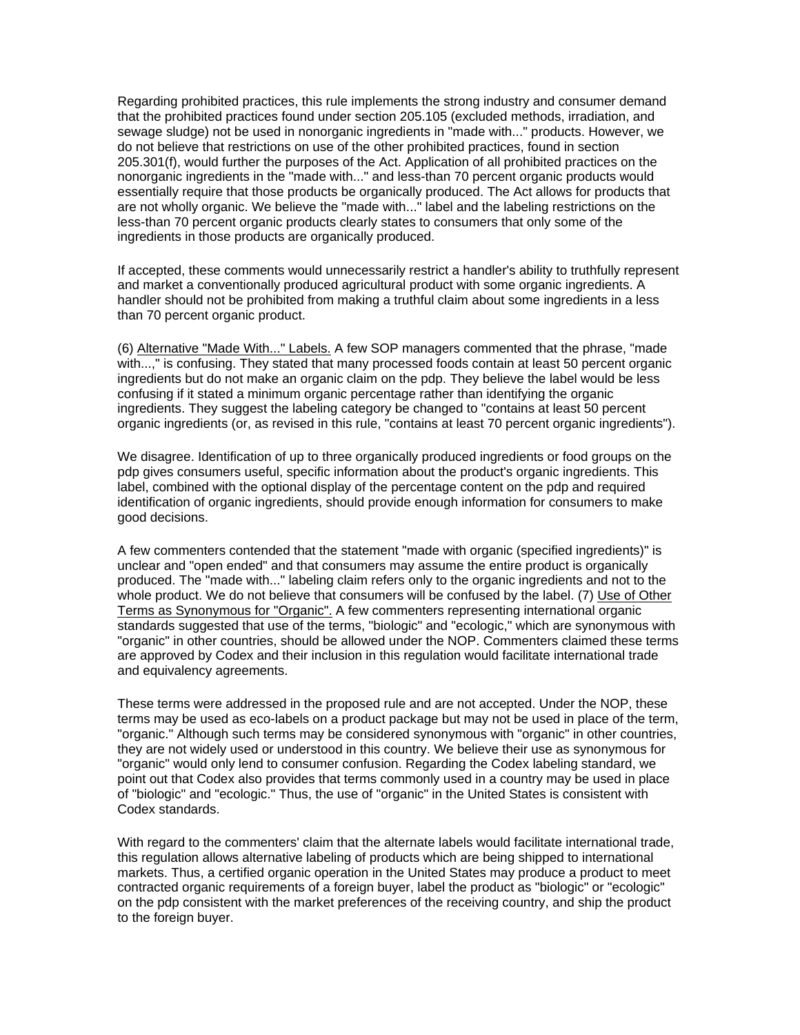Regarding prohibited practices, this rule implements the strong industry and consumer demand that the prohibited practices found under section 205.105 (excluded methods, irradiation, and sewage sludge) not be used in nonorganic ingredients in "made with..." products. However, we do not believe that restrictions on use of the other prohibited practices, found in section 205.301(f), would further the purposes of the Act. Application of all prohibited practices on the nonorganic ingredients in the "made with..." and less-than 70 percent organic products would essentially require that those products be organically produced. The Act allows for products that are not wholly organic. We believe the "made with..." label and the labeling restrictions on the less-than 70 percent organic products clearly states to consumers that only some of the ingredients in those products are organically produced.

If accepted, these comments would unnecessarily restrict a handler's ability to truthfully represent and market a conventionally produced agricultural product with some organic ingredients. A handler should not be prohibited from making a truthful claim about some ingredients in a less than 70 percent organic product.

(6) Alternative "Made With..." Labels. A few SOP managers commented that the phrase, "made with...," is confusing. They stated that many processed foods contain at least 50 percent organic ingredients but do not make an organic claim on the pdp. They believe the label would be less confusing if it stated a minimum organic percentage rather than identifying the organic ingredients. They suggest the labeling category be changed to "contains at least 50 percent organic ingredients (or, as revised in this rule, "contains at least 70 percent organic ingredients").

We disagree. Identification of up to three organically produced ingredients or food groups on the pdp gives consumers useful, specific information about the product's organic ingredients. This label, combined with the optional display of the percentage content on the pdp and required identification of organic ingredients, should provide enough information for consumers to make good decisions.

A few commenters contended that the statement "made with organic (specified ingredients)" is unclear and "open ended" and that consumers may assume the entire product is organically produced. The "made with..." labeling claim refers only to the organic ingredients and not to the whole product. We do not believe that consumers will be confused by the label. (7) Use of Other Terms as Synonymous for "Organic". A few commenters representing international organic standards suggested that use of the terms, "biologic" and "ecologic," which are synonymous with "organic" in other countries, should be allowed under the NOP. Commenters claimed these terms are approved by Codex and their inclusion in this regulation would facilitate international trade and equivalency agreements.

These terms were addressed in the proposed rule and are not accepted. Under the NOP, these terms may be used as eco-labels on a product package but may not be used in place of the term, "organic." Although such terms may be considered synonymous with "organic" in other countries, they are not widely used or understood in this country. We believe their use as synonymous for "organic" would only lend to consumer confusion. Regarding the Codex labeling standard, we point out that Codex also provides that terms commonly used in a country may be used in place of "biologic" and "ecologic." Thus, the use of "organic" in the United States is consistent with Codex standards.

With regard to the commenters' claim that the alternate labels would facilitate international trade, this regulation allows alternative labeling of products which are being shipped to international markets. Thus, a certified organic operation in the United States may produce a product to meet contracted organic requirements of a foreign buyer, label the product as "biologic" or "ecologic" on the pdp consistent with the market preferences of the receiving country, and ship the product to the foreign buyer.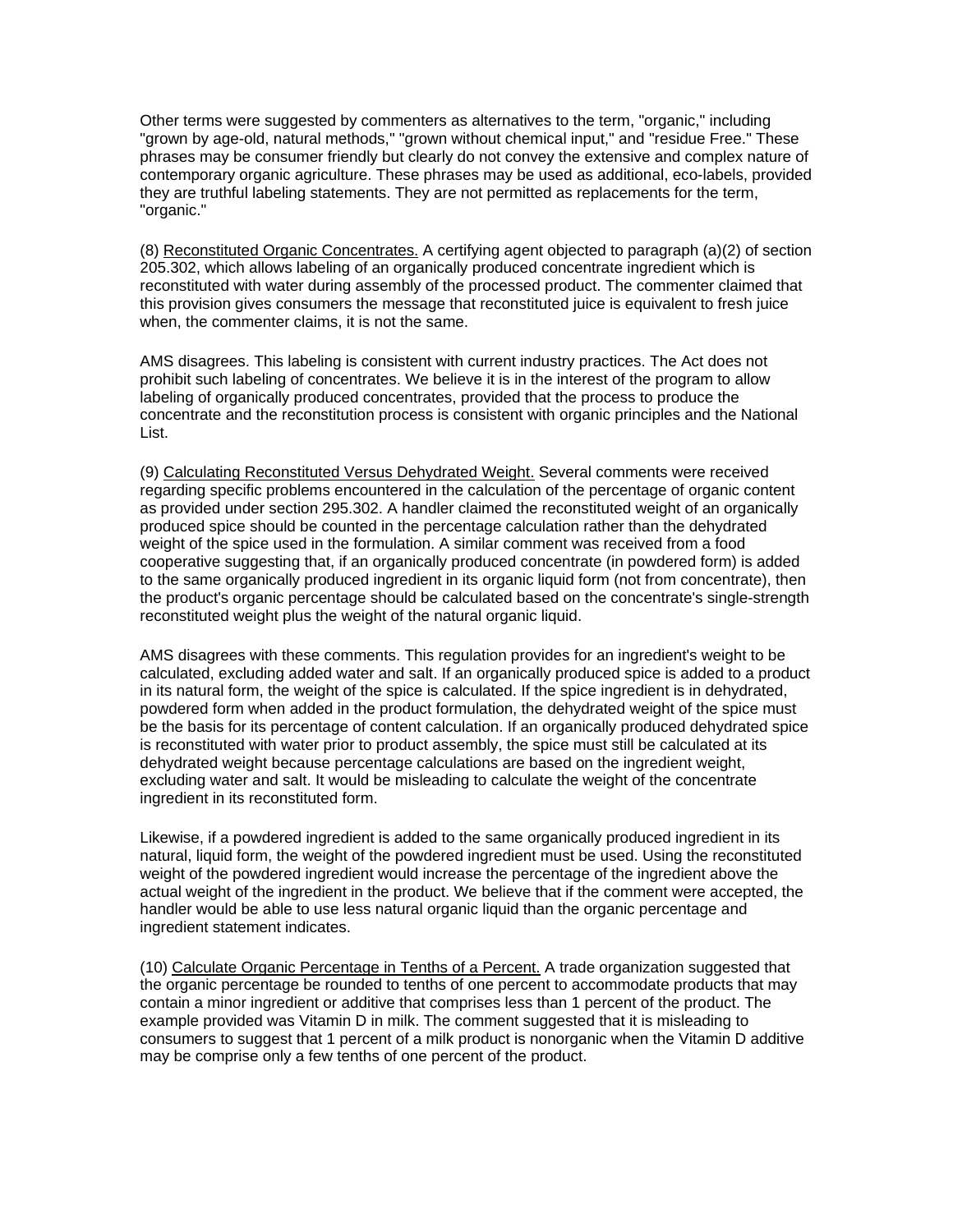Other terms were suggested by commenters as alternatives to the term, "organic," including "grown by age-old, natural methods," "grown without chemical input," and "residue Free." These phrases may be consumer friendly but clearly do not convey the extensive and complex nature of contemporary organic agriculture. These phrases may be used as additional, eco-labels, provided they are truthful labeling statements. They are not permitted as replacements for the term, "organic."

(8) Reconstituted Organic Concentrates. A certifying agent objected to paragraph (a)(2) of section 205.302, which allows labeling of an organically produced concentrate ingredient which is reconstituted with water during assembly of the processed product. The commenter claimed that this provision gives consumers the message that reconstituted juice is equivalent to fresh juice when, the commenter claims, it is not the same.

AMS disagrees. This labeling is consistent with current industry practices. The Act does not prohibit such labeling of concentrates. We believe it is in the interest of the program to allow labeling of organically produced concentrates, provided that the process to produce the concentrate and the reconstitution process is consistent with organic principles and the National List.

(9) Calculating Reconstituted Versus Dehydrated Weight. Several comments were received regarding specific problems encountered in the calculation of the percentage of organic content as provided under section 295.302. A handler claimed the reconstituted weight of an organically produced spice should be counted in the percentage calculation rather than the dehydrated weight of the spice used in the formulation. A similar comment was received from a food cooperative suggesting that, if an organically produced concentrate (in powdered form) is added to the same organically produced ingredient in its organic liquid form (not from concentrate), then the product's organic percentage should be calculated based on the concentrate's single-strength reconstituted weight plus the weight of the natural organic liquid.

AMS disagrees with these comments. This regulation provides for an ingredient's weight to be calculated, excluding added water and salt. If an organically produced spice is added to a product in its natural form, the weight of the spice is calculated. If the spice ingredient is in dehydrated, powdered form when added in the product formulation, the dehydrated weight of the spice must be the basis for its percentage of content calculation. If an organically produced dehydrated spice is reconstituted with water prior to product assembly, the spice must still be calculated at its dehydrated weight because percentage calculations are based on the ingredient weight, excluding water and salt. It would be misleading to calculate the weight of the concentrate ingredient in its reconstituted form.

Likewise, if a powdered ingredient is added to the same organically produced ingredient in its natural, liquid form, the weight of the powdered ingredient must be used. Using the reconstituted weight of the powdered ingredient would increase the percentage of the ingredient above the actual weight of the ingredient in the product. We believe that if the comment were accepted, the handler would be able to use less natural organic liquid than the organic percentage and ingredient statement indicates.

(10) Calculate Organic Percentage in Tenths of a Percent. A trade organization suggested that the organic percentage be rounded to tenths of one percent to accommodate products that may contain a minor ingredient or additive that comprises less than 1 percent of the product. The example provided was Vitamin D in milk. The comment suggested that it is misleading to consumers to suggest that 1 percent of a milk product is nonorganic when the Vitamin D additive may be comprise only a few tenths of one percent of the product.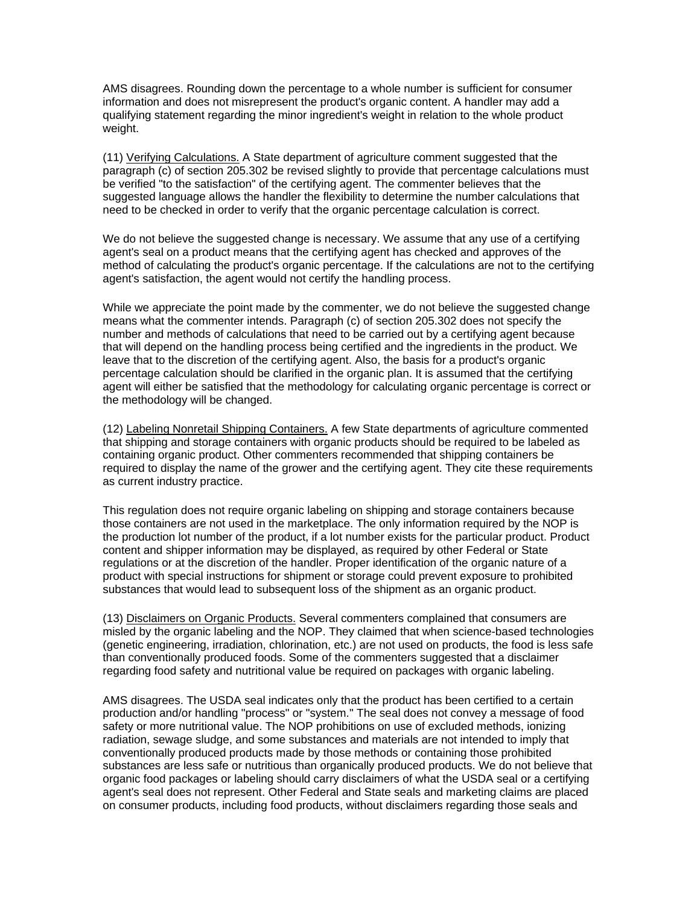AMS disagrees. Rounding down the percentage to a whole number is sufficient for consumer information and does not misrepresent the product's organic content. A handler may add a qualifying statement regarding the minor ingredient's weight in relation to the whole product weight.

(11) <u>Verifying Calculations.</u> A State department of agriculture comment suggested that the paragraph (c) of section 205.302 be revised slightly to provide that percentage calculations must be verified "to the satisfaction" of the certifying agent. The commenter believes that the suggested language allows the handler the flexibility to determine the number calculations that need to be checked in order to verify that the organic percentage calculation is correct.

We do not believe the suggested change is necessary. We assume that any use of a certifying agent's seal on a product means that the certifying agent has checked and approves of the method of calculating the product's organic percentage. If the calculations are not to the certifying agent's satisfaction, the agent would not certify the handling process.

While we appreciate the point made by the commenter, we do not believe the suggested change means what the commenter intends. Paragraph (c) of section 205.302 does not specify the number and methods of calculations that need to be carried out by a certifying agent because that will depend on the handling process being certified and the ingredients in the product. We leave that to the discretion of the certifying agent. Also, the basis for a product's organic percentage calculation should be clarified in the organic plan. It is assumed that the certifying agent will either be satisfied that the methodology for calculating organic percentage is correct or the methodology will be changed.

(12) <u>Labeling Nonretail Shipping Containers.</u> A few State departments of agriculture commented that shipping and storage containers with organic products should be required to be labeled as containing organic product. Other commenters recommended that shipping containers be required to display the name of the grower and the certifying agent. They cite these requirements as current industry practice.

This regulation does not require organic labeling on shipping and storage containers because those containers are not used in the marketplace. The only information required by the NOP is the production lot number of the product, if a lot number exists for the particular product. Product content and shipper information may be displayed, as required by other Federal or State regulations or at the discretion of the handler. Proper identification of the organic nature of a product with special instructions for shipment or storage could prevent exposure to prohibited substances that would lead to subsequent loss of the shipment as an organic product.

(13) <u>Disclaimers on Organic Products.</u> Several commenters complained that consumers are misled by the organic labeling and the NOP. They claimed that when science-based technologies (genetic engineering, irradiation, chlorination, etc.) are not used on products, the food is less safe than conventionally produced foods. Some of the commenters suggested that a disclaimer regarding food safety and nutritional value be required on packages with organic labeling.

AMS disagrees. The USDA seal indicates only that the product has been certified to a certain production and/or handling "process" or "system." The seal does not convey a message of food safety or more nutritional value. The NOP prohibitions on use of excluded methods, ionizing radiation, sewage sludge, and some substances and materials are not intended to imply that conventionally produced products made by those methods or containing those prohibited substances are less safe or nutritious than organically produced products. We do not believe that organic food packages or labeling should carry disclaimers of what the USDA seal or a certifying agent's seal does not represent. Other Federal and State seals and marketing claims are placed on consumer products, including food products, without disclaimers regarding those seals and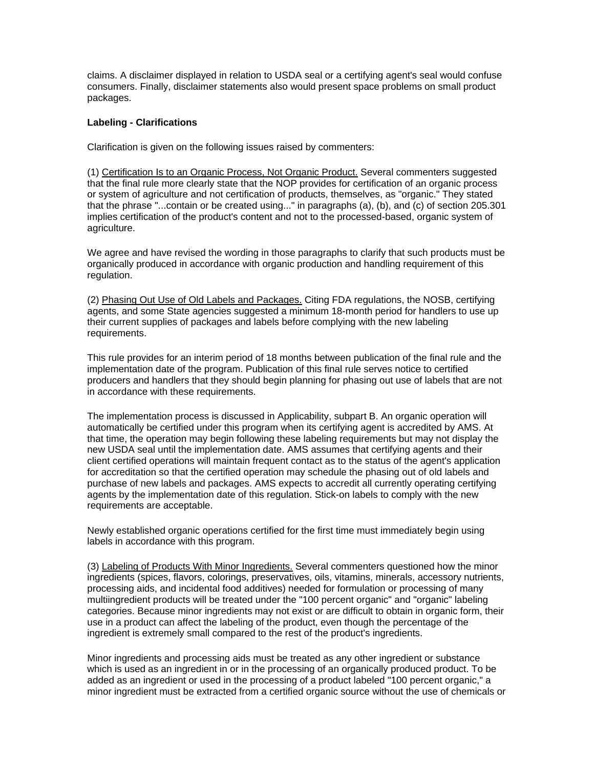claims. A disclaimer displayed in relation to USDA seal or a certifying agent's seal would confuse consumers. Finally, disclaimer statements also would present space problems on small product packages.

**Labeling - Clarifications**

Clarification is given on the following issues raised by commenters:

(1) Certification Is to an Organic Process, Not Organic Product. Several commenters suggested that the final rule more clearly state that the NOP provides for certification of an organic process or system of agriculture and not certification of products, themselves, as "organic." They stated that the phrase "...contain or be created using..." in paragraphs (a), (b), and (c) of section 205.301 implies certification of the product's content and not to the processed-based, organic system of agriculture.

We agree and have revised the wording in those paragraphs to clarify that such products must be organically produced in accordance with organic production and handling requirement of this regulation.

(2) Phasing Out Use of Old Labels and Packages. Citing FDA regulations, the NOSB, certifying agents, and some State agencies suggested a minimum 18-month period for handlers to use up their current supplies of packages and labels before complying with the new labeling requirements.

This rule provides for an interim period of 18 months between publication of the final rule and the implementation date of the program. Publication of this final rule serves notice to certified producers and handlers that they should begin planning for phasing out use of labels that are not in accordance with these requirements.

The implementation process is discussed in Applicability, subpart B. An organic operation will automatically be certified under this program when its certifying agent is accredited by AMS. At that time, the operation may begin following these labeling requirements but may not display the new USDA seal until the implementation date. AMS assumes that certifying agents and their client certified operations will maintain frequent contact as to the status of the agent's application for accreditation so that the certified operation may schedule the phasing out of old labels and purchase of new labels and packages. AMS expects to accredit all currently operating certifying agents by the implementation date of this regulation. Stick-on labels to comply with the new requirements are acceptable.

Newly established organic operations certified for the first time must immediately begin using labels in accordance with this program.

(3) Labeling of Products With Minor Ingredients. Several commenters questioned how the minor ingredients (spices, flavors, colorings, preservatives, oils, vitamins, minerals, accessory nutrients, processing aids, and incidental food additives) needed for formulation or processing of many multiingredient products will be treated under the "100 percent organic" and "organic" labeling categories. Because minor ingredients may not exist or are difficult to obtain in organic form, their use in a product can affect the labeling of the product, even though the percentage of the ingredient is extremely small compared to the rest of the product's ingredients.

Minor ingredients and processing aids must be treated as any other ingredient or substance which is used as an ingredient in or in the processing of an organically produced product. To be added as an ingredient or used in the processing of a product labeled "100 percent organic," a minor ingredient must be extracted from a certified organic source without the use of chemicals or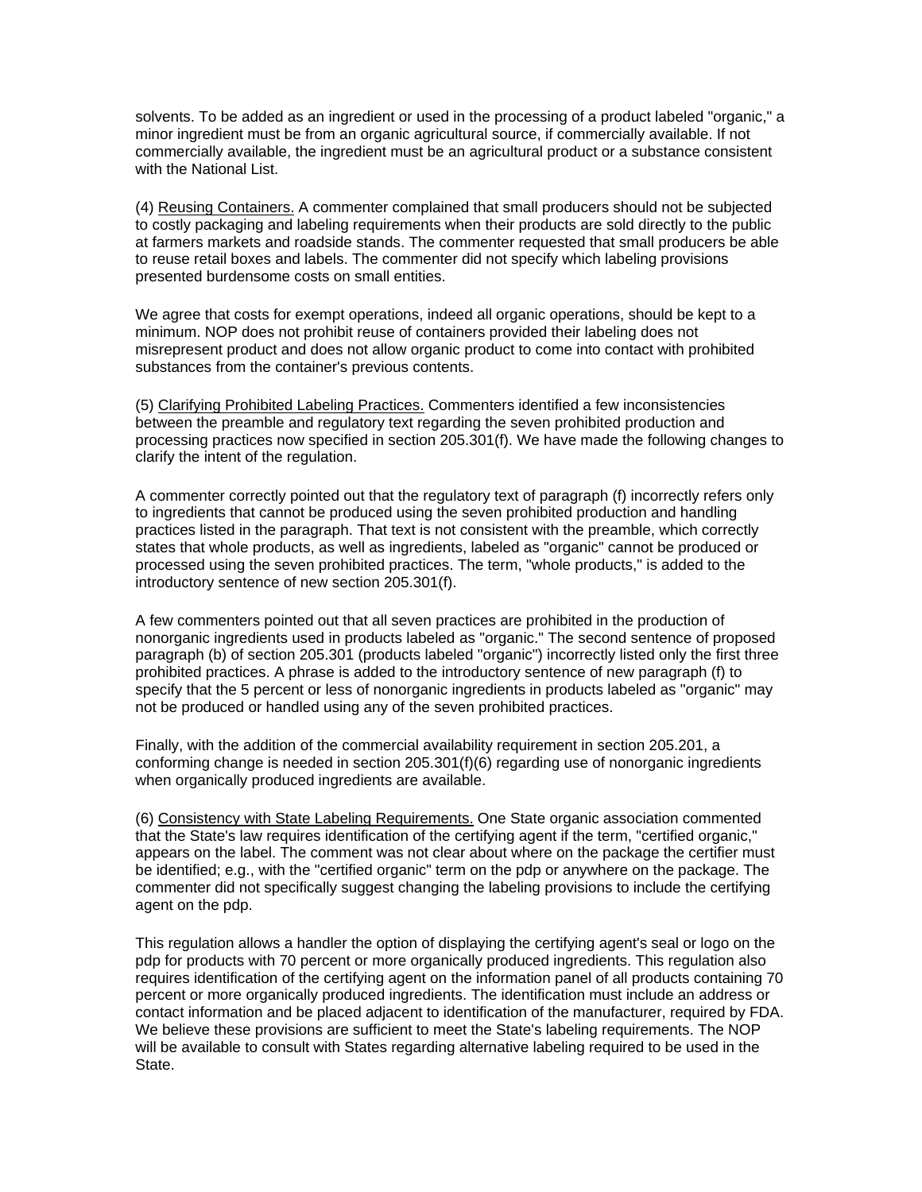solvents. To be added as an ingredient or used in the processing of a product labeled "organic," a minor ingredient must be from an organic agricultural source, if commercially available. If not commercially available, the ingredient must be an agricultural product or a substance consistent with the National List.

(4) Reusing Containers. A commenter complained that small producers should not be subjected to costly packaging and labeling requirements when their products are sold directly to the public at farmers markets and roadside stands. The commenter requested that small producers be able to reuse retail boxes and labels. The commenter did not specify which labeling provisions presented burdensome costs on small entities.

We agree that costs for exempt operations, indeed all organic operations, should be kept to a minimum. NOP does not prohibit reuse of containers provided their labeling does not misrepresent product and does not allow organic product to come into contact with prohibited substances from the container's previous contents.

(5) Clarifying Prohibited Labeling Practices. Commenters identified a few inconsistencies between the preamble and regulatory text regarding the seven prohibited production and processing practices now specified in section 205.301(f). We have made the following changes to clarify the intent of the regulation.

A commenter correctly pointed out that the regulatory text of paragraph (f) incorrectly refers only to ingredients that cannot be produced using the seven prohibited production and handling practices listed in the paragraph. That text is not consistent with the preamble, which correctly states that whole products, as well as ingredients, labeled as "organic" cannot be produced or processed using the seven prohibited practices. The term, "whole products," is added to the introductory sentence of new section 205.301(f).

A few commenters pointed out that all seven practices are prohibited in the production of nonorganic ingredients used in products labeled as "organic." The second sentence of proposed paragraph (b) of section 205.301 (products labeled "organic") incorrectly listed only the first three prohibited practices. A phrase is added to the introductory sentence of new paragraph (f) to specify that the 5 percent or less of nonorganic ingredients in products labeled as "organic" may not be produced or handled using any of the seven prohibited practices.

Finally, with the addition of the commercial availability requirement in section 205.201, a conforming change is needed in section 205.301(f)(6) regarding use of nonorganic ingredients when organically produced ingredients are available.

(6) Consistency with State Labeling Requirements. One State organic association commented that the State's law requires identification of the certifying agent if the term, "certified organic," appears on the label. The comment was not clear about where on the package the certifier must be identified; e.g., with the "certified organic" term on the pdp or anywhere on the package. The commenter did not specifically suggest changing the labeling provisions to include the certifying agent on the pdp.

This regulation allows a handler the option of displaying the certifying agent's seal or logo on the pdp for products with 70 percent or more organically produced ingredients. This regulation also requires identification of the certifying agent on the information panel of all products containing 70 percent or more organically produced ingredients. The identification must include an address or contact information and be placed adjacent to identification of the manufacturer, required by FDA. We believe these provisions are sufficient to meet the State's labeling requirements. The NOP will be available to consult with States regarding alternative labeling required to be used in the State.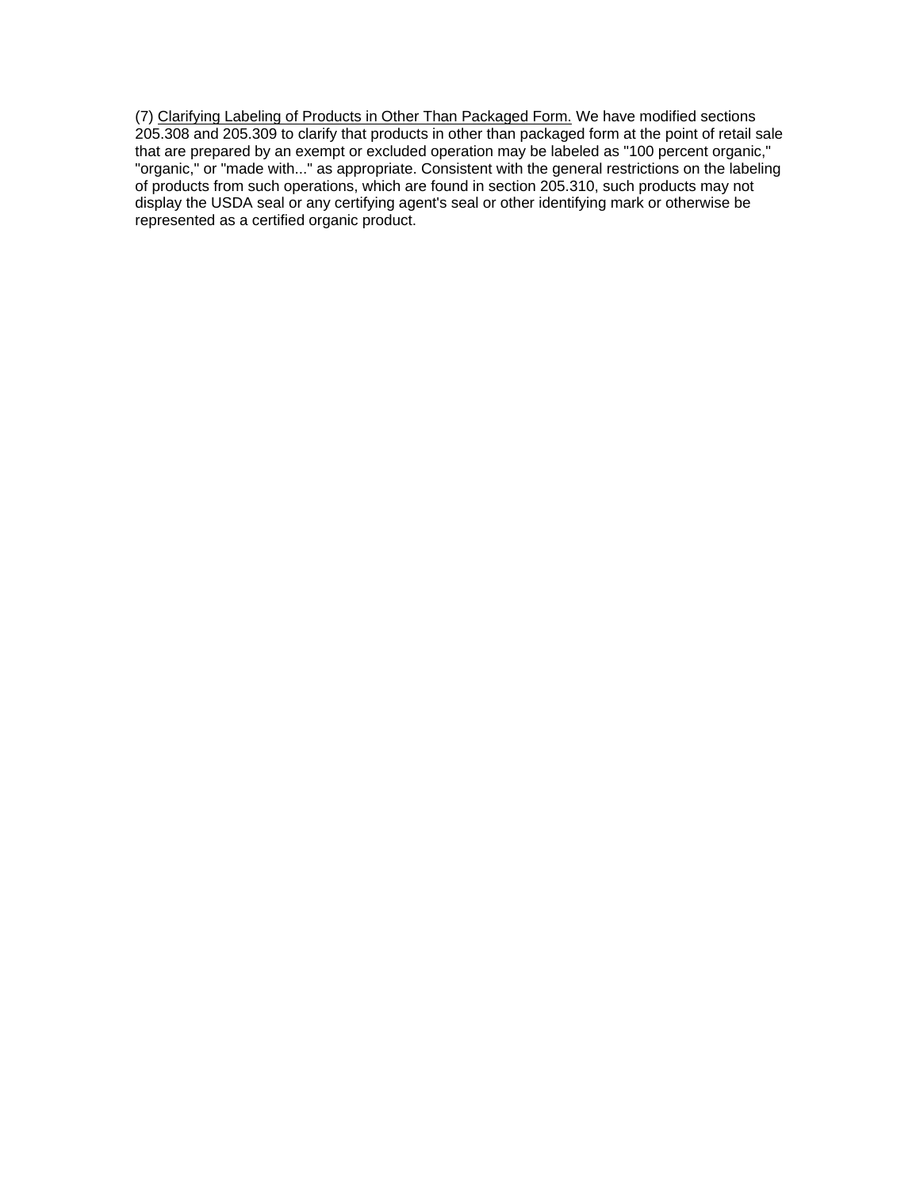(7) Clarifying Labeling of Products in Other Than Packaged Form. We have modified sections 205.308 and 205.309 to clarify that products in other than packaged form at the point of retail sale that are prepared by an exempt or excluded operation may be labeled as "100 percent organic," "organic," or "made with..." as appropriate. Consistent with the general restrictions on the labeling of products from such operations, which are found in section 205.310, such products may not display the USDA seal or any certifying agent's seal or other identifying mark or otherwise be represented as a certified organic product.